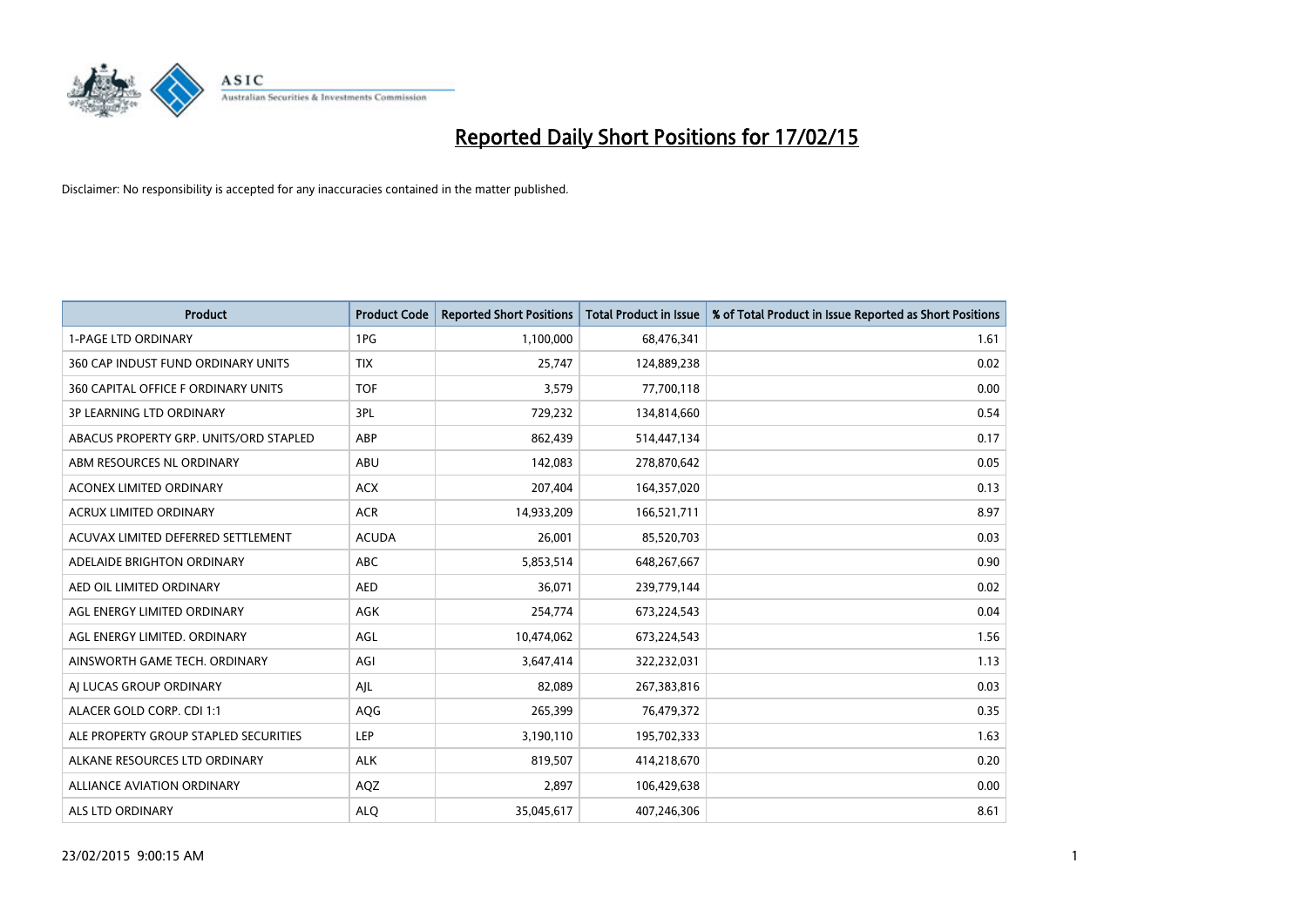# Reported Daily Short Positions for 17/02/15

Disclaimer: No responsibility is accepted for any inaccuracies contained in the matter published.

| Product | Product Code | Reported Short Positions | Total Product in Issue | % of Total Product in Issue Reported as Short Positions |
|---|---|---|---|---|
| 1-PAGE LTD ORDINARY | 1PG | 1,100,000 | 68,476,341 | 1.61 |
| 360 CAP INDUST FUND ORDINARY UNITS | TIX | 25,747 | 124,889,238 | 0.02 |
| 360 CAPITAL OFFICE F ORDINARY UNITS | TOF | 3,579 | 77,700,118 | 0.00 |
| 3P LEARNING LTD ORDINARY | 3PL | 729,232 | 134,814,660 | 0.54 |
| ABACUS PROPERTY GRP. UNITS/ORD STAPLED | ABP | 862,439 | 514,447,134 | 0.17 |
| ABM RESOURCES NL ORDINARY | ABU | 142,083 | 278,870,642 | 0.05 |
| ACONEX LIMITED ORDINARY | ACX | 207,404 | 164,357,020 | 0.13 |
| ACRUX LIMITED ORDINARY | ACR | 14,933,209 | 166,521,711 | 8.97 |
| ACUVAX LIMITED DEFERRED SETTLEMENT | ACUDA | 26,001 | 85,520,703 | 0.03 |
| ADELAIDE BRIGHTON ORDINARY | ABC | 5,853,514 | 648,267,667 | 0.90 |
| AED OIL LIMITED ORDINARY | AED | 36,071 | 239,779,144 | 0.02 |
| AGL ENERGY LIMITED ORDINARY | AGK | 254,774 | 673,224,543 | 0.04 |
| AGL ENERGY LIMITED. ORDINARY | AGL | 10,474,062 | 673,224,543 | 1.56 |
| AINSWORTH GAME TECH. ORDINARY | AGI | 3,647,414 | 322,232,031 | 1.13 |
| AJ LUCAS GROUP ORDINARY | AJL | 82,089 | 267,383,816 | 0.03 |
| ALACER GOLD CORP. CDI 1:1 | AQG | 265,399 | 76,479,372 | 0.35 |
| ALE PROPERTY GROUP STAPLED SECURITIES | LEP | 3,190,110 | 195,702,333 | 1.63 |
| ALKANE RESOURCES LTD ORDINARY | ALK | 819,507 | 414,218,670 | 0.20 |
| ALLIANCE AVIATION ORDINARY | AQZ | 2,897 | 106,429,638 | 0.00 |
| ALS LTD ORDINARY | ALQ | 35,045,617 | 407,246,306 | 8.61 |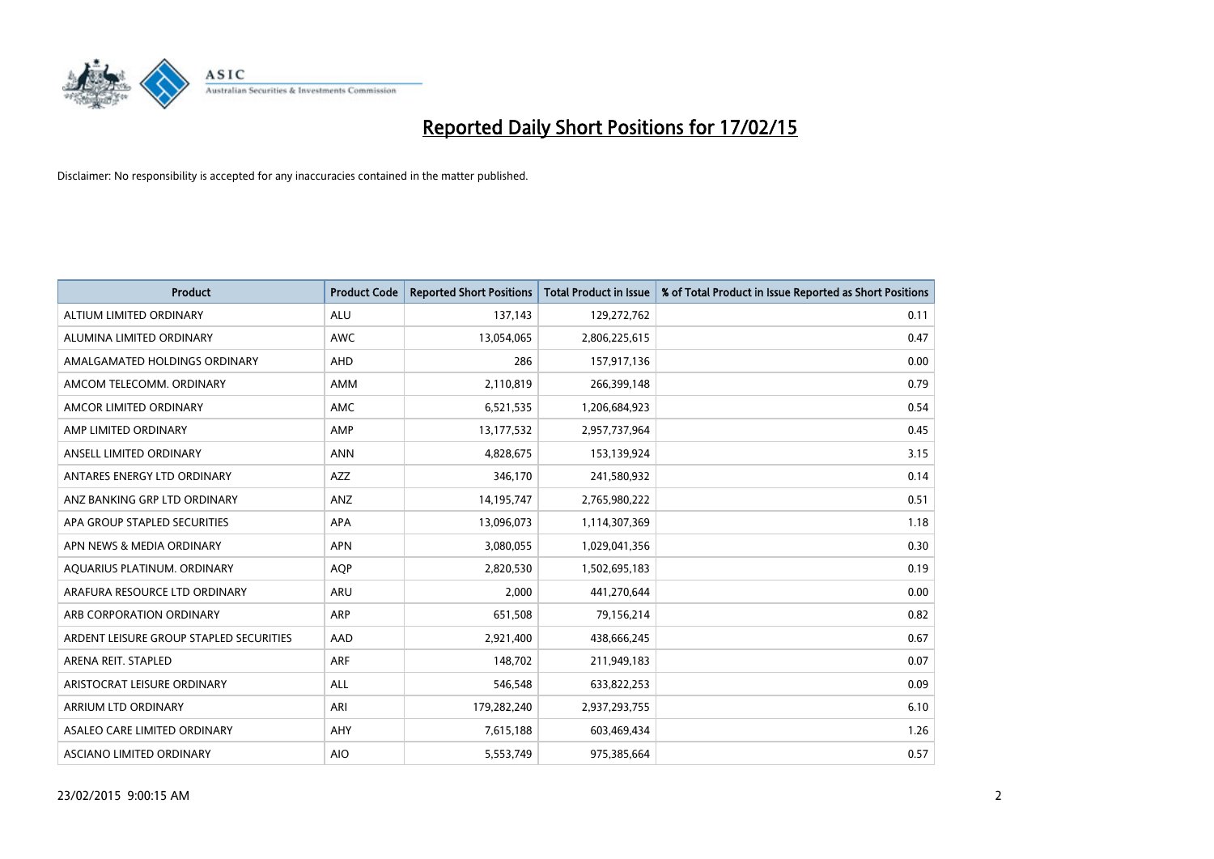# Reported Daily Short Positions for 17/02/15

Disclaimer: No responsibility is accepted for any inaccuracies contained in the matter published.

| Product | Product Code | Reported Short Positions | Total Product in Issue | % of Total Product in Issue Reported as Short Positions |
|---|---|---|---|---|
| ALTIUM LIMITED ORDINARY | ALU | 137,143 | 129,272,762 | 0.11 |
| ALUMINA LIMITED ORDINARY | AWC | 13,054,065 | 2,806,225,615 | 0.47 |
| AMALGAMATED HOLDINGS ORDINARY | AHD | 286 | 157,917,136 | 0.00 |
| AMCOM TELECOMM. ORDINARY | AMM | 2,110,819 | 266,399,148 | 0.79 |
| AMCOR LIMITED ORDINARY | AMC | 6,521,535 | 1,206,684,923 | 0.54 |
| AMP LIMITED ORDINARY | AMP | 13,177,532 | 2,957,737,964 | 0.45 |
| ANSELL LIMITED ORDINARY | ANN | 4,828,675 | 153,139,924 | 3.15 |
| ANTARES ENERGY LTD ORDINARY | AZZ | 346,170 | 241,580,932 | 0.14 |
| ANZ BANKING GRP LTD ORDINARY | ANZ | 14,195,747 | 2,765,980,222 | 0.51 |
| APA GROUP STAPLED SECURITIES | APA | 13,096,073 | 1,114,307,369 | 1.18 |
| APN NEWS & MEDIA ORDINARY | APN | 3,080,055 | 1,029,041,356 | 0.30 |
| AQUARIUS PLATINUM. ORDINARY | AQP | 2,820,530 | 1,502,695,183 | 0.19 |
| ARAFURA RESOURCE LTD ORDINARY | ARU | 2,000 | 441,270,644 | 0.00 |
| ARB CORPORATION ORDINARY | ARP | 651,508 | 79,156,214 | 0.82 |
| ARDENT LEISURE GROUP STAPLED SECURITIES | AAD | 2,921,400 | 438,666,245 | 0.67 |
| ARENA REIT. STAPLED | ARF | 148,702 | 211,949,183 | 0.07 |
| ARISTOCRAT LEISURE ORDINARY | ALL | 546,548 | 633,822,253 | 0.09 |
| ARRIUM LTD ORDINARY | ARI | 179,282,240 | 2,937,293,755 | 6.10 |
| ASALEO CARE LIMITED ORDINARY | AHY | 7,615,188 | 603,469,434 | 1.26 |
| ASCIANO LIMITED ORDINARY | AIO | 5,553,749 | 975,385,664 | 0.57 |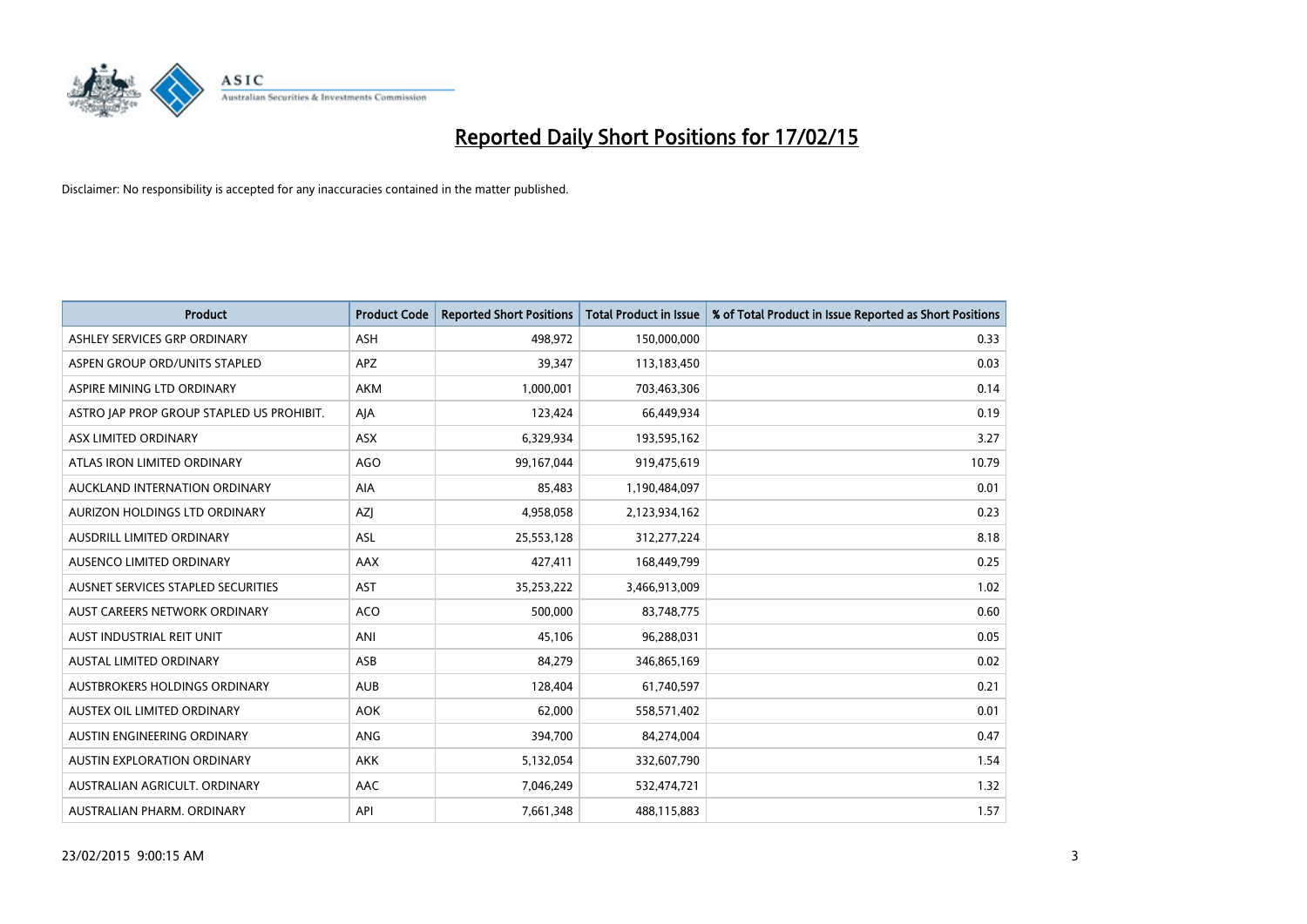# Reported Daily Short Positions for 17/02/15

Disclaimer: No responsibility is accepted for any inaccuracies contained in the matter published.

| Product | Product Code | Reported Short Positions | Total Product in Issue | % of Total Product in Issue Reported as Short Positions |
| --- | --- | --- | --- | --- |
| ASHLEY SERVICES GRP ORDINARY | ASH | 498,972 | 150,000,000 | 0.33 |
| ASPEN GROUP ORD/UNITS STAPLED | APZ | 39,347 | 113,183,450 | 0.03 |
| ASPIRE MINING LTD ORDINARY | AKM | 1,000,001 | 703,463,306 | 0.14 |
| ASTRO JAP PROP GROUP STAPLED US PROHIBIT. | AJA | 123,424 | 66,449,934 | 0.19 |
| ASX LIMITED ORDINARY | ASX | 6,329,934 | 193,595,162 | 3.27 |
| ATLAS IRON LIMITED ORDINARY | AGO | 99,167,044 | 919,475,619 | 10.79 |
| AUCKLAND INTERNATION ORDINARY | AIA | 85,483 | 1,190,484,097 | 0.01 |
| AURIZON HOLDINGS LTD ORDINARY | AZJ | 4,958,058 | 2,123,934,162 | 0.23 |
| AUSDRILL LIMITED ORDINARY | ASL | 25,553,128 | 312,277,224 | 8.18 |
| AUSENCO LIMITED ORDINARY | AAX | 427,411 | 168,449,799 | 0.25 |
| AUSNET SERVICES STAPLED SECURITIES | AST | 35,253,222 | 3,466,913,009 | 1.02 |
| AUST CAREERS NETWORK ORDINARY | ACO | 500,000 | 83,748,775 | 0.60 |
| AUST INDUSTRIAL REIT UNIT | ANI | 45,106 | 96,288,031 | 0.05 |
| AUSTAL LIMITED ORDINARY | ASB | 84,279 | 346,865,169 | 0.02 |
| AUSTBROKERS HOLDINGS ORDINARY | AUB | 128,404 | 61,740,597 | 0.21 |
| AUSTEX OIL LIMITED ORDINARY | AOK | 62,000 | 558,571,402 | 0.01 |
| AUSTIN ENGINEERING ORDINARY | ANG | 394,700 | 84,274,004 | 0.47 |
| AUSTIN EXPLORATION ORDINARY | AKK | 5,132,054 | 332,607,790 | 1.54 |
| AUSTRALIAN AGRICULT. ORDINARY | AAC | 7,046,249 | 532,474,721 | 1.32 |
| AUSTRALIAN PHARM. ORDINARY | API | 7,661,348 | 488,115,883 | 1.57 |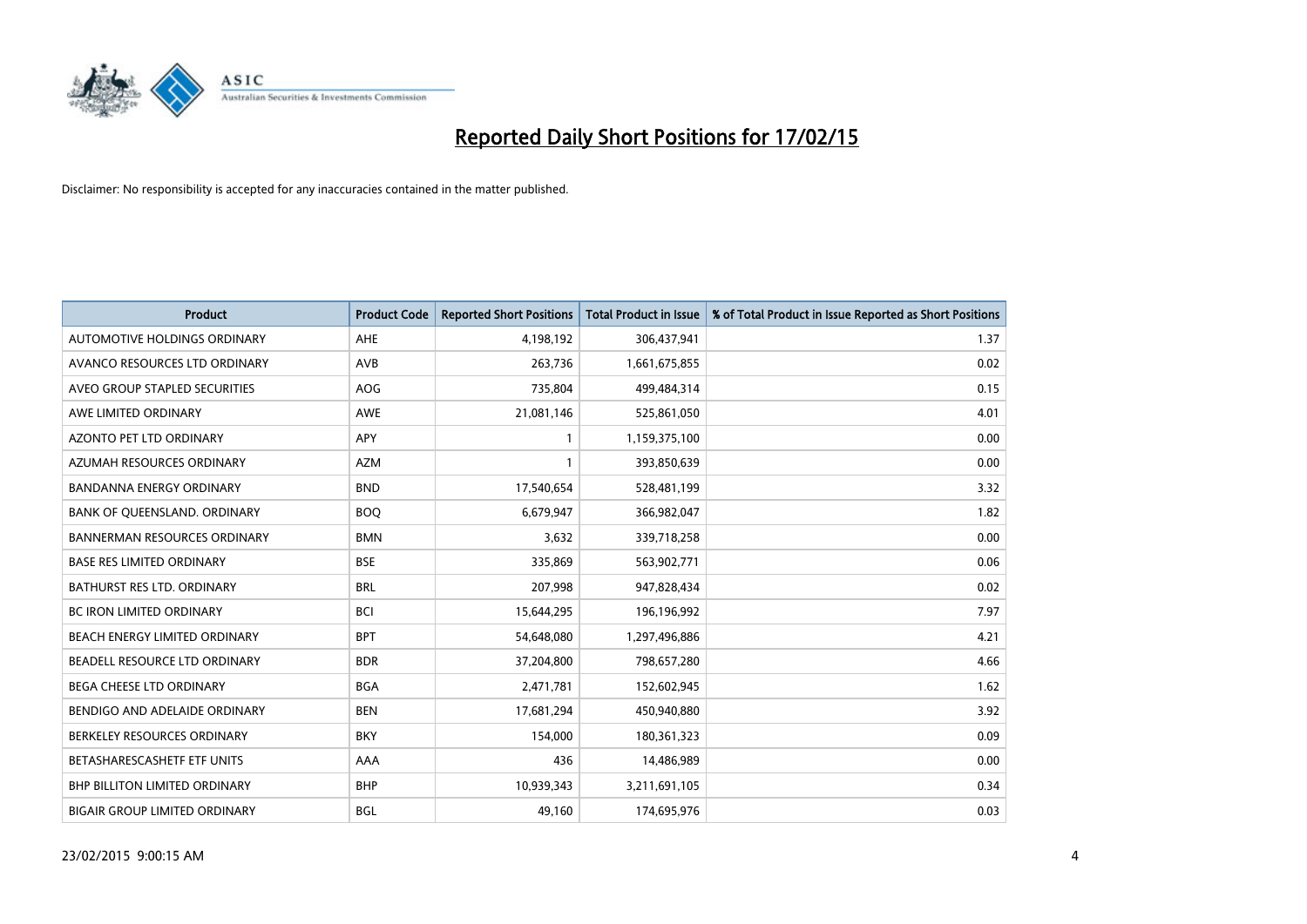# Reported Daily Short Positions for 17/02/15

Disclaimer: No responsibility is accepted for any inaccuracies contained in the matter published.

| Product | Product Code | Reported Short Positions | Total Product in Issue | % of Total Product in Issue Reported as Short Positions |
|---|---|---|---|---|
| AUTOMOTIVE HOLDINGS ORDINARY | AHE | 4,198,192 | 306,437,941 | 1.37 |
| AVANCO RESOURCES LTD ORDINARY | AVB | 263,736 | 1,661,675,855 | 0.02 |
| AVEO GROUP STAPLED SECURITIES | AOG | 735,804 | 499,484,314 | 0.15 |
| AWE LIMITED ORDINARY | AWE | 21,081,146 | 525,861,050 | 4.01 |
| AZONTO PET LTD ORDINARY | APY | 1 | 1,159,375,100 | 0.00 |
| AZUMAH RESOURCES ORDINARY | AZM | 1 | 393,850,639 | 0.00 |
| BANDANNA ENERGY ORDINARY | BND | 17,540,654 | 528,481,199 | 3.32 |
| BANK OF QUEENSLAND. ORDINARY | BOQ | 6,679,947 | 366,982,047 | 1.82 |
| BANNERMAN RESOURCES ORDINARY | BMN | 3,632 | 339,718,258 | 0.00 |
| BASE RES LIMITED ORDINARY | BSE | 335,869 | 563,902,771 | 0.06 |
| BATHURST RES LTD. ORDINARY | BRL | 207,998 | 947,828,434 | 0.02 |
| BC IRON LIMITED ORDINARY | BCI | 15,644,295 | 196,196,992 | 7.97 |
| BEACH ENERGY LIMITED ORDINARY | BPT | 54,648,080 | 1,297,496,886 | 4.21 |
| BEADELL RESOURCE LTD ORDINARY | BDR | 37,204,800 | 798,657,280 | 4.66 |
| BEGA CHEESE LTD ORDINARY | BGA | 2,471,781 | 152,602,945 | 1.62 |
| BENDIGO AND ADELAIDE ORDINARY | BEN | 17,681,294 | 450,940,880 | 3.92 |
| BERKELEY RESOURCES ORDINARY | BKY | 154,000 | 180,361,323 | 0.09 |
| BETASHARESCASHETF ETF UNITS | AAA | 436 | 14,486,989 | 0.00 |
| BHP BILLITON LIMITED ORDINARY | BHP | 10,939,343 | 3,211,691,105 | 0.34 |
| BIGAIR GROUP LIMITED ORDINARY | BGL | 49,160 | 174,695,976 | 0.03 |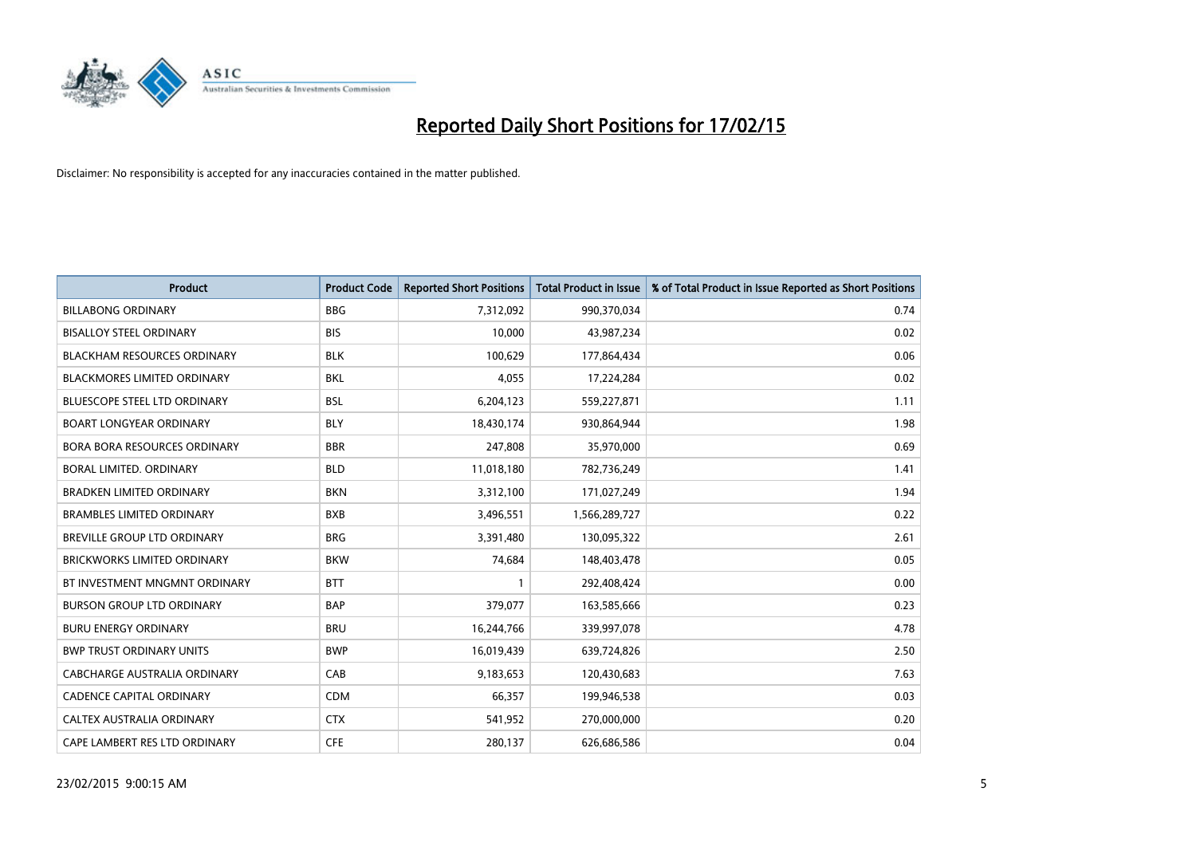# Reported Daily Short Positions for 17/02/15

Disclaimer: No responsibility is accepted for any inaccuracies contained in the matter published.

| Product | Product Code | Reported Short Positions | Total Product in Issue | % of Total Product in Issue Reported as Short Positions |
|---|---|---|---|---|
| BILLABONG ORDINARY | BBG | 7,312,092 | 990,370,034 | 0.74 |
| BISALLOY STEEL ORDINARY | BIS | 10,000 | 43,987,234 | 0.02 |
| BLACKHAM RESOURCES ORDINARY | BLK | 100,629 | 177,864,434 | 0.06 |
| BLACKMORES LIMITED ORDINARY | BKL | 4,055 | 17,224,284 | 0.02 |
| BLUESCOPE STEEL LTD ORDINARY | BSL | 6,204,123 | 559,227,871 | 1.11 |
| BOART LONGYEAR ORDINARY | BLY | 18,430,174 | 930,864,944 | 1.98 |
| BORA BORA RESOURCES ORDINARY | BBR | 247,808 | 35,970,000 | 0.69 |
| BORAL LIMITED. ORDINARY | BLD | 11,018,180 | 782,736,249 | 1.41 |
| BRADKEN LIMITED ORDINARY | BKN | 3,312,100 | 171,027,249 | 1.94 |
| BRAMBLES LIMITED ORDINARY | BXB | 3,496,551 | 1,566,289,727 | 0.22 |
| BREVILLE GROUP LTD ORDINARY | BRG | 3,391,480 | 130,095,322 | 2.61 |
| BRICKWORKS LIMITED ORDINARY | BKW | 74,684 | 148,403,478 | 0.05 |
| BT INVESTMENT MNGMNT ORDINARY | BTT | 1 | 292,408,424 | 0.00 |
| BURSON GROUP LTD ORDINARY | BAP | 379,077 | 163,585,666 | 0.23 |
| BURU ENERGY ORDINARY | BRU | 16,244,766 | 339,997,078 | 4.78 |
| BWP TRUST ORDINARY UNITS | BWP | 16,019,439 | 639,724,826 | 2.50 |
| CABCHARGE AUSTRALIA ORDINARY | CAB | 9,183,653 | 120,430,683 | 7.63 |
| CADENCE CAPITAL ORDINARY | CDM | 66,357 | 199,946,538 | 0.03 |
| CALTEX AUSTRALIA ORDINARY | CTX | 541,952 | 270,000,000 | 0.20 |
| CAPE LAMBERT RES LTD ORDINARY | CFE | 280,137 | 626,686,586 | 0.04 |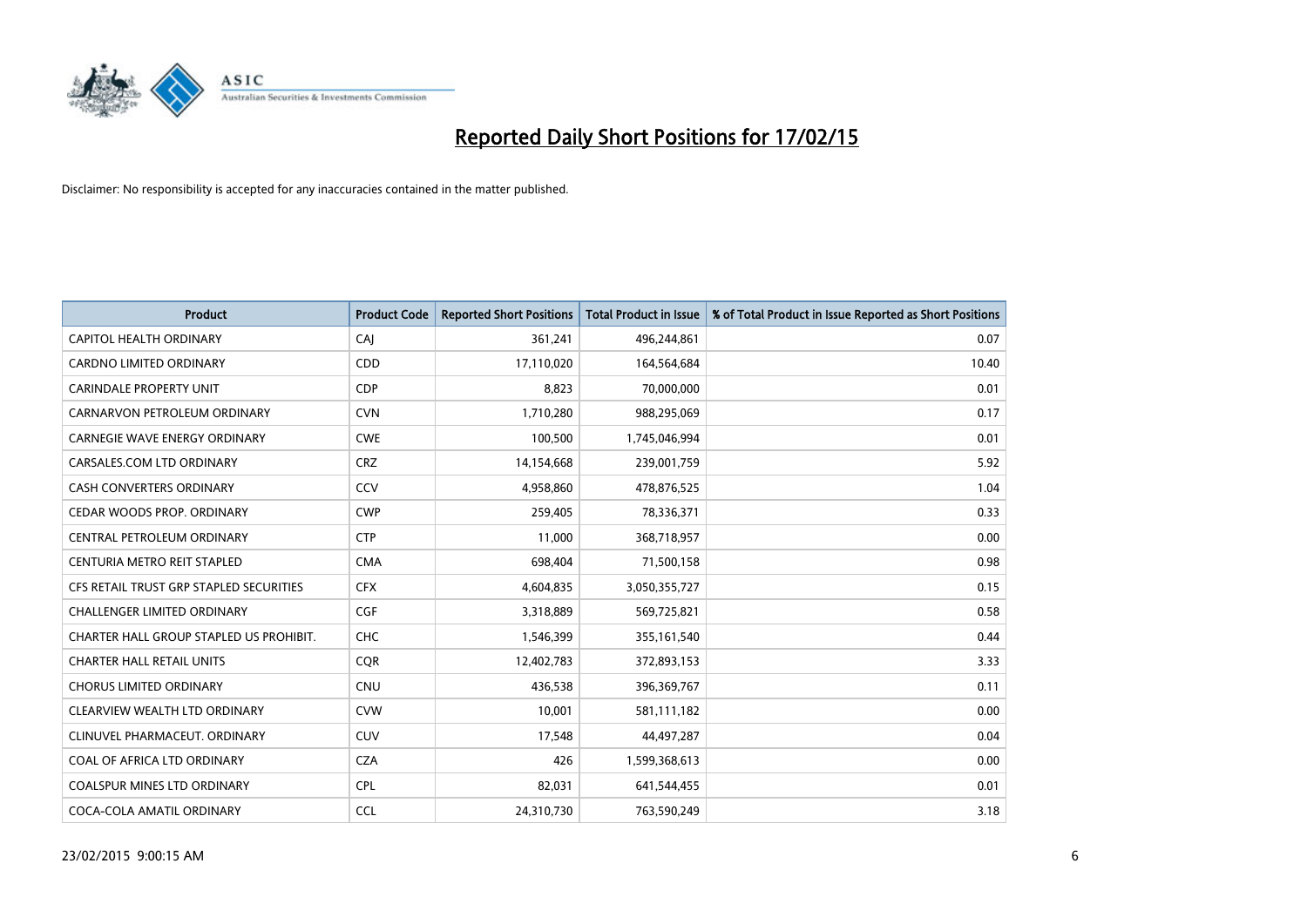# Reported Daily Short Positions for 17/02/15

Disclaimer: No responsibility is accepted for any inaccuracies contained in the matter published.

| Product | Product Code | Reported Short Positions | Total Product in Issue | % of Total Product in Issue Reported as Short Positions |
|---|---|---|---|---|
| CAPITOL HEALTH ORDINARY | CAJ | 361,241 | 496,244,861 | 0.07 |
| CARDNO LIMITED ORDINARY | CDD | 17,110,020 | 164,564,684 | 10.40 |
| CARINDALE PROPERTY UNIT | CDP | 8,823 | 70,000,000 | 0.01 |
| CARNARVON PETROLEUM ORDINARY | CVN | 1,710,280 | 988,295,069 | 0.17 |
| CARNEGIE WAVE ENERGY ORDINARY | CWE | 100,500 | 1,745,046,994 | 0.01 |
| CARSALES.COM LTD ORDINARY | CRZ | 14,154,668 | 239,001,759 | 5.92 |
| CASH CONVERTERS ORDINARY | CCV | 4,958,860 | 478,876,525 | 1.04 |
| CEDAR WOODS PROP. ORDINARY | CWP | 259,405 | 78,336,371 | 0.33 |
| CENTRAL PETROLEUM ORDINARY | CTP | 11,000 | 368,718,957 | 0.00 |
| CENTURIA METRO REIT STAPLED | CMA | 698,404 | 71,500,158 | 0.98 |
| CFS RETAIL TRUST GRP STAPLED SECURITIES | CFX | 4,604,835 | 3,050,355,727 | 0.15 |
| CHALLENGER LIMITED ORDINARY | CGF | 3,318,889 | 569,725,821 | 0.58 |
| CHARTER HALL GROUP STAPLED US PROHIBIT. | CHC | 1,546,399 | 355,161,540 | 0.44 |
| CHARTER HALL RETAIL UNITS | CQR | 12,402,783 | 372,893,153 | 3.33 |
| CHORUS LIMITED ORDINARY | CNU | 436,538 | 396,369,767 | 0.11 |
| CLEARVIEW WEALTH LTD ORDINARY | CVW | 10,001 | 581,111,182 | 0.00 |
| CLINUVEL PHARMACEUT. ORDINARY | CUV | 17,548 | 44,497,287 | 0.04 |
| COAL OF AFRICA LTD ORDINARY | CZA | 426 | 1,599,368,613 | 0.00 |
| COALSPUR MINES LTD ORDINARY | CPL | 82,031 | 641,544,455 | 0.01 |
| COCA-COLA AMATIL ORDINARY | CCL | 24,310,730 | 763,590,249 | 3.18 |

23/02/2015 9:00:15 AM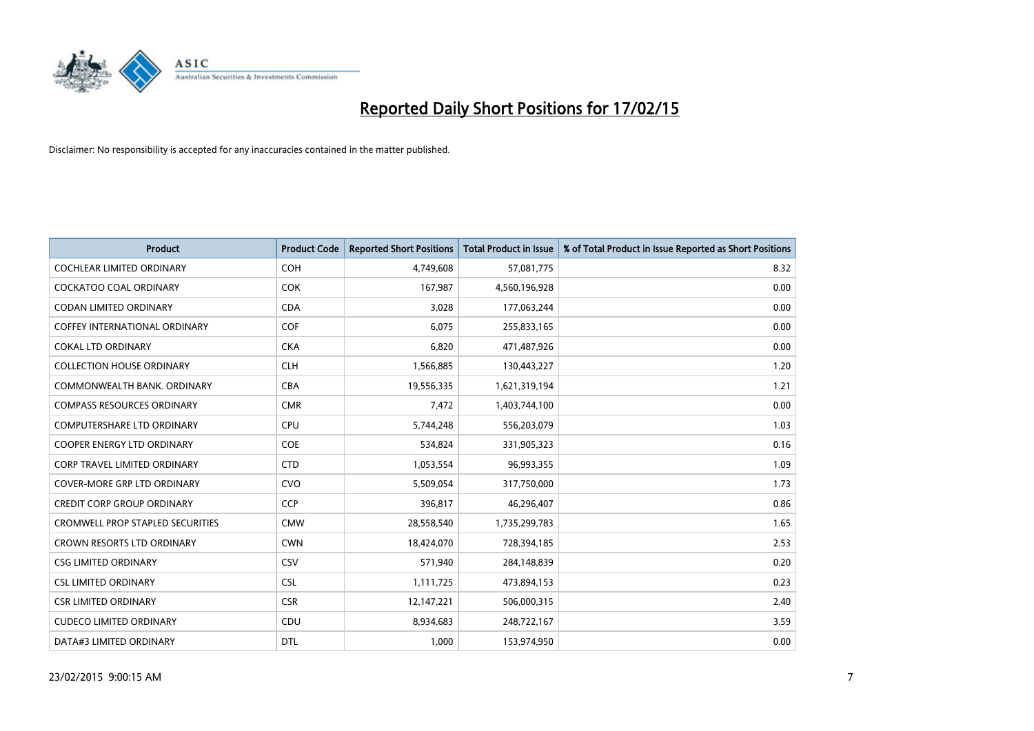# Reported Daily Short Positions for 17/02/15

Disclaimer: No responsibility is accepted for any inaccuracies contained in the matter published.

| Product | Product Code | Reported Short Positions | Total Product in Issue | % of Total Product in Issue Reported as Short Positions |
|---|---|---|---|---|
| COCHLEAR LIMITED ORDINARY | COH | 4,749,608 | 57,081,775 | 8.32 |
| COCKATOO COAL ORDINARY | COK | 167,987 | 4,560,196,928 | 0.00 |
| CODAN LIMITED ORDINARY | CDA | 3,028 | 177,063,244 | 0.00 |
| COFFEY INTERNATIONAL ORDINARY | COF | 6,075 | 255,833,165 | 0.00 |
| COKAL LTD ORDINARY | CKA | 6,820 | 471,487,926 | 0.00 |
| COLLECTION HOUSE ORDINARY | CLH | 1,566,885 | 130,443,227 | 1.20 |
| COMMONWEALTH BANK. ORDINARY | CBA | 19,556,335 | 1,621,319,194 | 1.21 |
| COMPASS RESOURCES ORDINARY | CMR | 7,472 | 1,403,744,100 | 0.00 |
| COMPUTERSHARE LTD ORDINARY | CPU | 5,744,248 | 556,203,079 | 1.03 |
| COOPER ENERGY LTD ORDINARY | COE | 534,824 | 331,905,323 | 0.16 |
| CORP TRAVEL LIMITED ORDINARY | CTD | 1,053,554 | 96,993,355 | 1.09 |
| COVER-MORE GRP LTD ORDINARY | CVO | 5,509,054 | 317,750,000 | 1.73 |
| CREDIT CORP GROUP ORDINARY | CCP | 396,817 | 46,296,407 | 0.86 |
| CROMWELL PROP STAPLED SECURITIES | CMW | 28,558,540 | 1,735,299,783 | 1.65 |
| CROWN RESORTS LTD ORDINARY | CWN | 18,424,070 | 728,394,185 | 2.53 |
| CSG LIMITED ORDINARY | CSV | 571,940 | 284,148,839 | 0.20 |
| CSL LIMITED ORDINARY | CSL | 1,111,725 | 473,894,153 | 0.23 |
| CSR LIMITED ORDINARY | CSR | 12,147,221 | 506,000,315 | 2.40 |
| CUDECO LIMITED ORDINARY | CDU | 8,934,683 | 248,722,167 | 3.59 |
| DATA#3 LIMITED ORDINARY | DTL | 1,000 | 153,974,950 | 0.00 |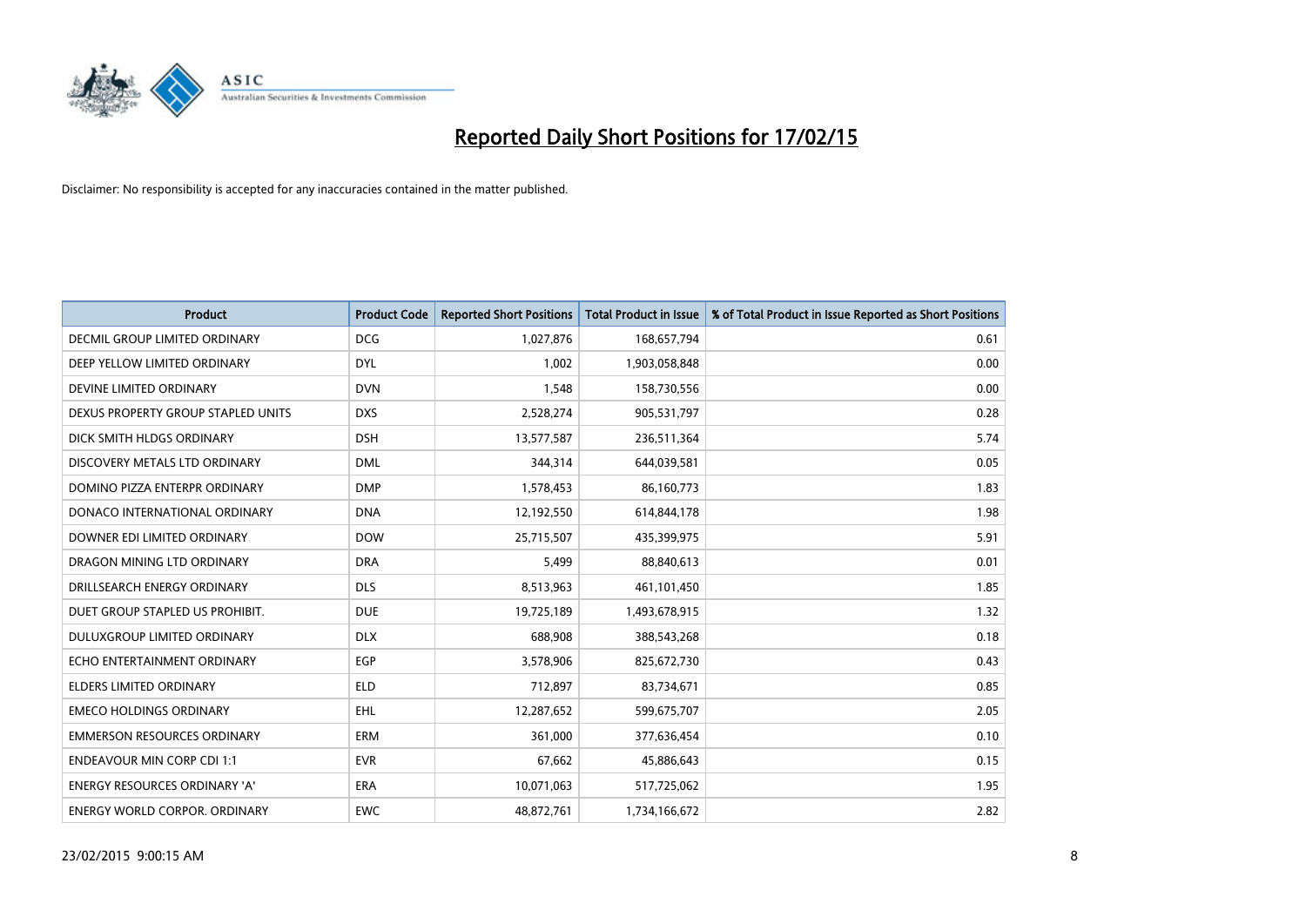# Reported Daily Short Positions for 17/02/15

Disclaimer: No responsibility is accepted for any inaccuracies contained in the matter published.

| Product | Product Code | Reported Short Positions | Total Product in Issue | % of Total Product in Issue Reported as Short Positions |
|---|---|---|---|---|
| DECMIL GROUP LIMITED ORDINARY | DCG | 1,027,876 | 168,657,794 | 0.61 |
| DEEP YELLOW LIMITED ORDINARY | DYL | 1,002 | 1,903,058,848 | 0.00 |
| DEVINE LIMITED ORDINARY | DVN | 1,548 | 158,730,556 | 0.00 |
| DEXUS PROPERTY GROUP STAPLED UNITS | DXS | 2,528,274 | 905,531,797 | 0.28 |
| DICK SMITH HLDGS ORDINARY | DSH | 13,577,587 | 236,511,364 | 5.74 |
| DISCOVERY METALS LTD ORDINARY | DML | 344,314 | 644,039,581 | 0.05 |
| DOMINO PIZZA ENTERPR ORDINARY | DMP | 1,578,453 | 86,160,773 | 1.83 |
| DONACO INTERNATIONAL ORDINARY | DNA | 12,192,550 | 614,844,178 | 1.98 |
| DOWNER EDI LIMITED ORDINARY | DOW | 25,715,507 | 435,399,975 | 5.91 |
| DRAGON MINING LTD ORDINARY | DRA | 5,499 | 88,840,613 | 0.01 |
| DRILLSEARCH ENERGY ORDINARY | DLS | 8,513,963 | 461,101,450 | 1.85 |
| DUET GROUP STAPLED US PROHIBIT. | DUE | 19,725,189 | 1,493,678,915 | 1.32 |
| DULUXGROUP LIMITED ORDINARY | DLX | 688,908 | 388,543,268 | 0.18 |
| ECHO ENTERTAINMENT ORDINARY | EGP | 3,578,906 | 825,672,730 | 0.43 |
| ELDERS LIMITED ORDINARY | ELD | 712,897 | 83,734,671 | 0.85 |
| EMECO HOLDINGS ORDINARY | EHL | 12,287,652 | 599,675,707 | 2.05 |
| EMMERSON RESOURCES ORDINARY | ERM | 361,000 | 377,636,454 | 0.10 |
| ENDEAVOUR MIN CORP CDI 1:1 | EVR | 67,662 | 45,886,643 | 0.15 |
| ENERGY RESOURCES ORDINARY 'A' | ERA | 10,071,063 | 517,725,062 | 1.95 |
| ENERGY WORLD CORPOR. ORDINARY | EWC | 48,872,761 | 1,734,166,672 | 2.82 |

23/02/2015 9:00:15 AM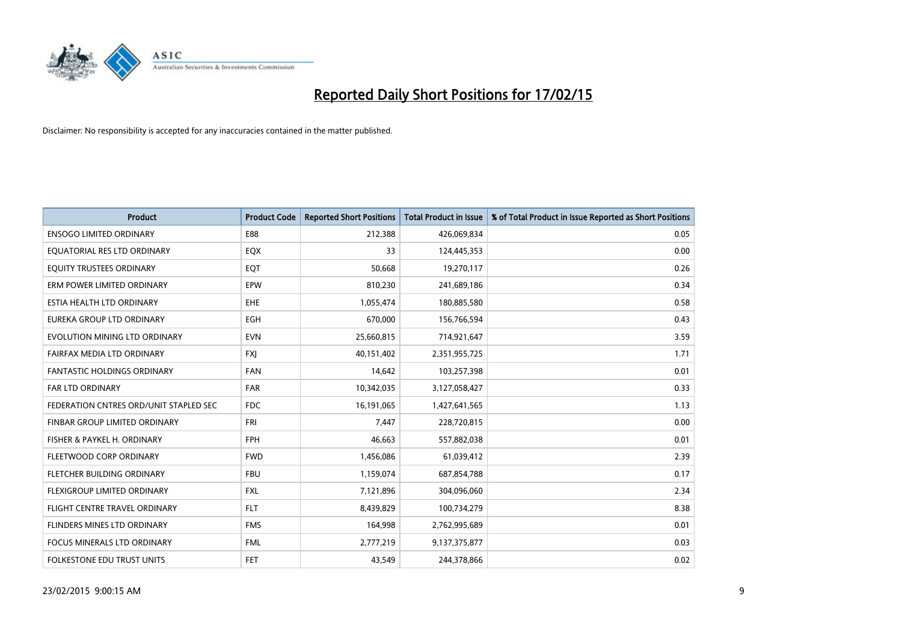# Reported Daily Short Positions for 17/02/15

Disclaimer: No responsibility is accepted for any inaccuracies contained in the matter published.

| Product | Product Code | Reported Short Positions | Total Product in Issue | % of Total Product in Issue Reported as Short Positions |
|---|---|---|---|---|
| ENSOGO LIMITED ORDINARY | E88 | 212,388 | 426,069,834 | 0.05 |
| EQUATORIAL RES LTD ORDINARY | EQX | 33 | 124,445,353 | 0.00 |
| EQUITY TRUSTEES ORDINARY | EQT | 50,668 | 19,270,117 | 0.26 |
| ERM POWER LIMITED ORDINARY | EPW | 810,230 | 241,689,186 | 0.34 |
| ESTIA HEALTH LTD ORDINARY | EHE | 1,055,474 | 180,885,580 | 0.58 |
| EUREKA GROUP LTD ORDINARY | EGH | 670,000 | 156,766,594 | 0.43 |
| EVOLUTION MINING LTD ORDINARY | EVN | 25,660,815 | 714,921,647 | 3.59 |
| FAIRFAX MEDIA LTD ORDINARY | FXJ | 40,151,402 | 2,351,955,725 | 1.71 |
| FANTASTIC HOLDINGS ORDINARY | FAN | 14,642 | 103,257,398 | 0.01 |
| FAR LTD ORDINARY | FAR | 10,342,035 | 3,127,058,427 | 0.33 |
| FEDERATION CNTRES ORD/UNIT STAPLED SEC | FDC | 16,191,065 | 1,427,641,565 | 1.13 |
| FINBAR GROUP LIMITED ORDINARY | FRI | 7,447 | 228,720,815 | 0.00 |
| FISHER & PAYKEL H. ORDINARY | FPH | 46,663 | 557,882,038 | 0.01 |
| FLEETWOOD CORP ORDINARY | FWD | 1,456,086 | 61,039,412 | 2.39 |
| FLETCHER BUILDING ORDINARY | FBU | 1,159,074 | 687,854,788 | 0.17 |
| FLEXIGROUP LIMITED ORDINARY | FXL | 7,121,896 | 304,096,060 | 2.34 |
| FLIGHT CENTRE TRAVEL ORDINARY | FLT | 8,439,829 | 100,734,279 | 8.38 |
| FLINDERS MINES LTD ORDINARY | FMS | 164,998 | 2,762,995,689 | 0.01 |
| FOCUS MINERALS LTD ORDINARY | FML | 2,777,219 | 9,137,375,877 | 0.03 |
| FOLKESTONE EDU TRUST UNITS | FET | 43,549 | 244,378,866 | 0.02 |

23/02/2015 9:00:15 AM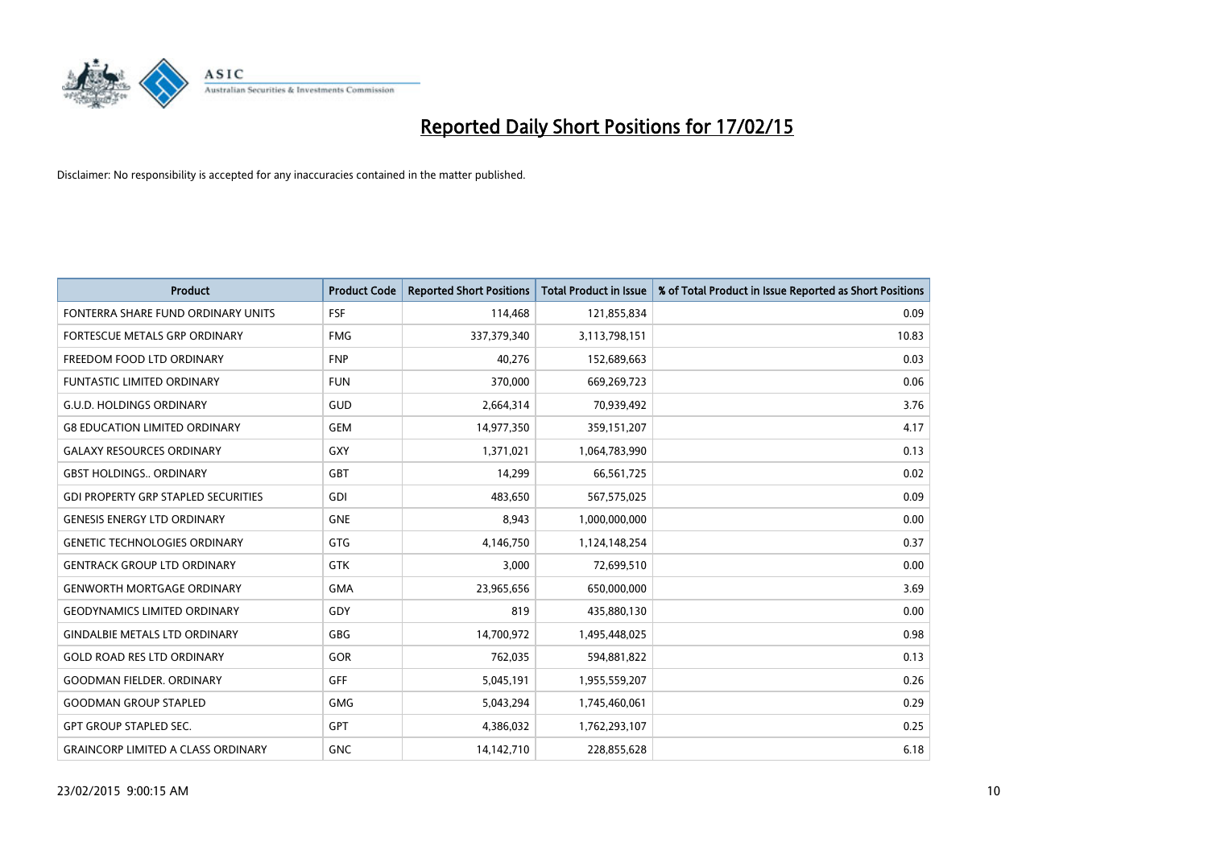# Reported Daily Short Positions for 17/02/15

Disclaimer: No responsibility is accepted for any inaccuracies contained in the matter published.

| Product | Product Code | Reported Short Positions | Total Product in Issue | % of Total Product in Issue Reported as Short Positions |
| --- | --- | --- | --- | --- |
| FONTERRA SHARE FUND ORDINARY UNITS | FSF | 114,468 | 121,855,834 | 0.09 |
| FORTESCUE METALS GRP ORDINARY | FMG | 337,379,340 | 3,113,798,151 | 10.83 |
| FREEDOM FOOD LTD ORDINARY | FNP | 40,276 | 152,689,663 | 0.03 |
| FUNTASTIC LIMITED ORDINARY | FUN | 370,000 | 669,269,723 | 0.06 |
| G.U.D. HOLDINGS ORDINARY | GUD | 2,664,314 | 70,939,492 | 3.76 |
| G8 EDUCATION LIMITED ORDINARY | GEM | 14,977,350 | 359,151,207 | 4.17 |
| GALAXY RESOURCES ORDINARY | GXY | 1,371,021 | 1,064,783,990 | 0.13 |
| GBST HOLDINGS.. ORDINARY | GBT | 14,299 | 66,561,725 | 0.02 |
| GDI PROPERTY GRP STAPLED SECURITIES | GDI | 483,650 | 567,575,025 | 0.09 |
| GENESIS ENERGY LTD ORDINARY | GNE | 8,943 | 1,000,000,000 | 0.00 |
| GENETIC TECHNOLOGIES ORDINARY | GTG | 4,146,750 | 1,124,148,254 | 0.37 |
| GENTRACK GROUP LTD ORDINARY | GTK | 3,000 | 72,699,510 | 0.00 |
| GENWORTH MORTGAGE ORDINARY | GMA | 23,965,656 | 650,000,000 | 3.69 |
| GEODYNAMICS LIMITED ORDINARY | GDY | 819 | 435,880,130 | 0.00 |
| GINDALBIE METALS LTD ORDINARY | GBG | 14,700,972 | 1,495,448,025 | 0.98 |
| GOLD ROAD RES LTD ORDINARY | GOR | 762,035 | 594,881,822 | 0.13 |
| GOODMAN FIELDER. ORDINARY | GFF | 5,045,191 | 1,955,559,207 | 0.26 |
| GOODMAN GROUP STAPLED | GMG | 5,043,294 | 1,745,460,061 | 0.29 |
| GPT GROUP STAPLED SEC. | GPT | 4,386,032 | 1,762,293,107 | 0.25 |
| GRAINCORP LIMITED A CLASS ORDINARY | GNC | 14,142,710 | 228,855,628 | 6.18 |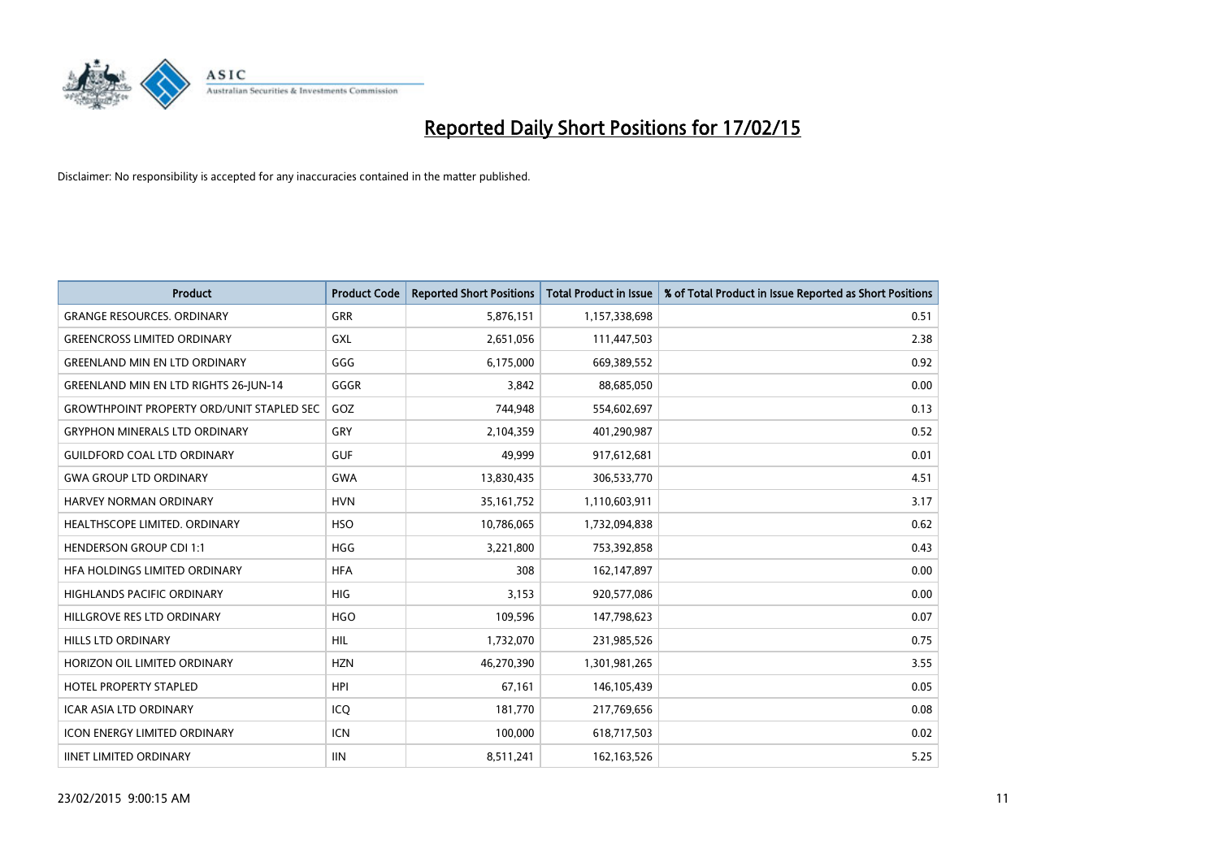# Reported Daily Short Positions for 17/02/15

Disclaimer: No responsibility is accepted for any inaccuracies contained in the matter published.

| Product | Product Code | Reported Short Positions | Total Product in Issue | % of Total Product in Issue Reported as Short Positions |
|---|---|---|---|---|
| GRANGE RESOURCES. ORDINARY | GRR | 5,876,151 | 1,157,338,698 | 0.51 |
| GREENCROSS LIMITED ORDINARY | GXL | 2,651,056 | 111,447,503 | 2.38 |
| GREENLAND MIN EN LTD ORDINARY | GGG | 6,175,000 | 669,389,552 | 0.92 |
| GREENLAND MIN EN LTD RIGHTS 26-JUN-14 | GGGR | 3,842 | 88,685,050 | 0.00 |
| GROWTHPOINT PROPERTY ORD/UNIT STAPLED SEC | GOZ | 744,948 | 554,602,697 | 0.13 |
| GRYPHON MINERALS LTD ORDINARY | GRY | 2,104,359 | 401,290,987 | 0.52 |
| GUILDFORD COAL LTD ORDINARY | GUF | 49,999 | 917,612,681 | 0.01 |
| GWA GROUP LTD ORDINARY | GWA | 13,830,435 | 306,533,770 | 4.51 |
| HARVEY NORMAN ORDINARY | HVN | 35,161,752 | 1,110,603,911 | 3.17 |
| HEALTHSCOPE LIMITED. ORDINARY | HSO | 10,786,065 | 1,732,094,838 | 0.62 |
| HENDERSON GROUP CDI 1:1 | HGG | 3,221,800 | 753,392,858 | 0.43 |
| HFA HOLDINGS LIMITED ORDINARY | HFA | 308 | 162,147,897 | 0.00 |
| HIGHLANDS PACIFIC ORDINARY | HIG | 3,153 | 920,577,086 | 0.00 |
| HILLGROVE RES LTD ORDINARY | HGO | 109,596 | 147,798,623 | 0.07 |
| HILLS LTD ORDINARY | HIL | 1,732,070 | 231,985,526 | 0.75 |
| HORIZON OIL LIMITED ORDINARY | HZN | 46,270,390 | 1,301,981,265 | 3.55 |
| HOTEL PROPERTY STAPLED | HPI | 67,161 | 146,105,439 | 0.05 |
| ICAR ASIA LTD ORDINARY | ICQ | 181,770 | 217,769,656 | 0.08 |
| ICON ENERGY LIMITED ORDINARY | ICN | 100,000 | 618,717,503 | 0.02 |
| IINET LIMITED ORDINARY | IIN | 8,511,241 | 162,163,526 | 5.25 |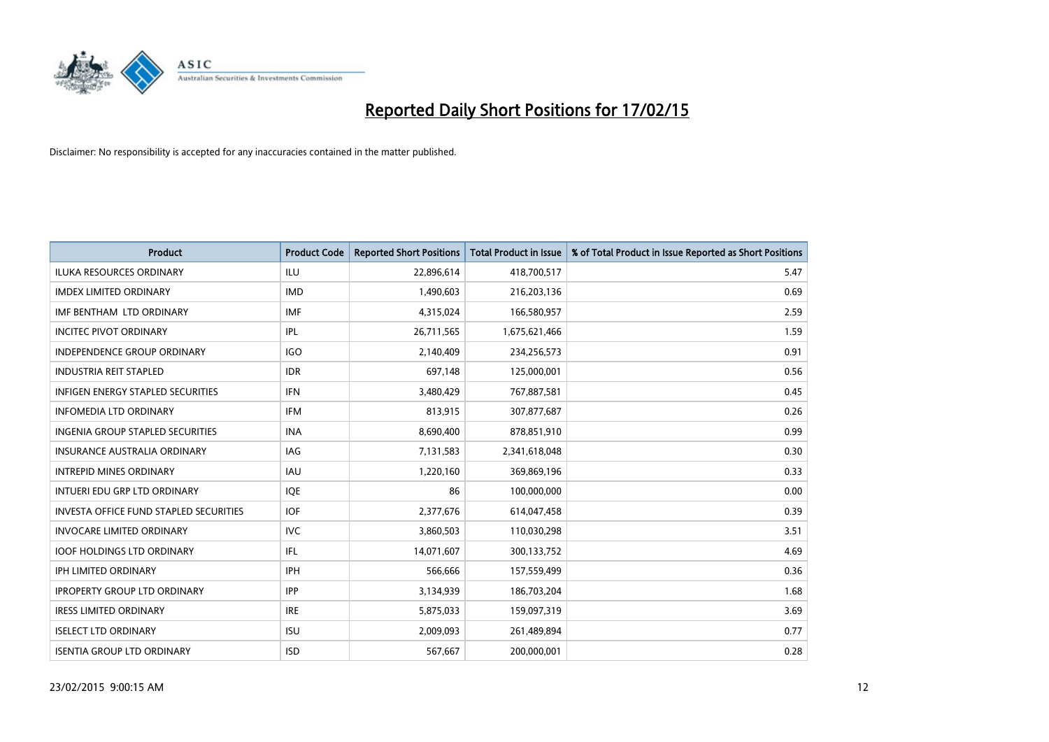# Reported Daily Short Positions for 17/02/15

Disclaimer: No responsibility is accepted for any inaccuracies contained in the matter published.

| Product | Product Code | Reported Short Positions | Total Product in Issue | % of Total Product in Issue Reported as Short Positions |
|---|---|---|---|---|
| ILUKA RESOURCES ORDINARY | ILU | 22,896,614 | 418,700,517 | 5.47 |
| IMDEX LIMITED ORDINARY | IMD | 1,490,603 | 216,203,136 | 0.69 |
| IMF BENTHAM LTD ORDINARY | IMF | 4,315,024 | 166,580,957 | 2.59 |
| INCITEC PIVOT ORDINARY | IPL | 26,711,565 | 1,675,621,466 | 1.59 |
| INDEPENDENCE GROUP ORDINARY | IGO | 2,140,409 | 234,256,573 | 0.91 |
| INDUSTRIA REIT STAPLED | IDR | 697,148 | 125,000,001 | 0.56 |
| INFIGEN ENERGY STAPLED SECURITIES | IFN | 3,480,429 | 767,887,581 | 0.45 |
| INFOMEDIA LTD ORDINARY | IFM | 813,915 | 307,877,687 | 0.26 |
| INGENIA GROUP STAPLED SECURITIES | INA | 8,690,400 | 878,851,910 | 0.99 |
| INSURANCE AUSTRALIA ORDINARY | IAG | 7,131,583 | 2,341,618,048 | 0.30 |
| INTREPID MINES ORDINARY | IAU | 1,220,160 | 369,869,196 | 0.33 |
| INTUERI EDU GRP LTD ORDINARY | IQE | 86 | 100,000,000 | 0.00 |
| INVESTA OFFICE FUND STAPLED SECURITIES | IOF | 2,377,676 | 614,047,458 | 0.39 |
| INVOCARE LIMITED ORDINARY | IVC | 3,860,503 | 110,030,298 | 3.51 |
| IOOF HOLDINGS LTD ORDINARY | IFL | 14,071,607 | 300,133,752 | 4.69 |
| IPH LIMITED ORDINARY | IPH | 566,666 | 157,559,499 | 0.36 |
| IPROPERTY GROUP LTD ORDINARY | IPP | 3,134,939 | 186,703,204 | 1.68 |
| IRESS LIMITED ORDINARY | IRE | 5,875,033 | 159,097,319 | 3.69 |
| ISELECT LTD ORDINARY | ISU | 2,009,093 | 261,489,894 | 0.77 |
| ISENTIA GROUP LTD ORDINARY | ISD | 567,667 | 200,000,001 | 0.28 |

23/02/2015 9:00:15 AM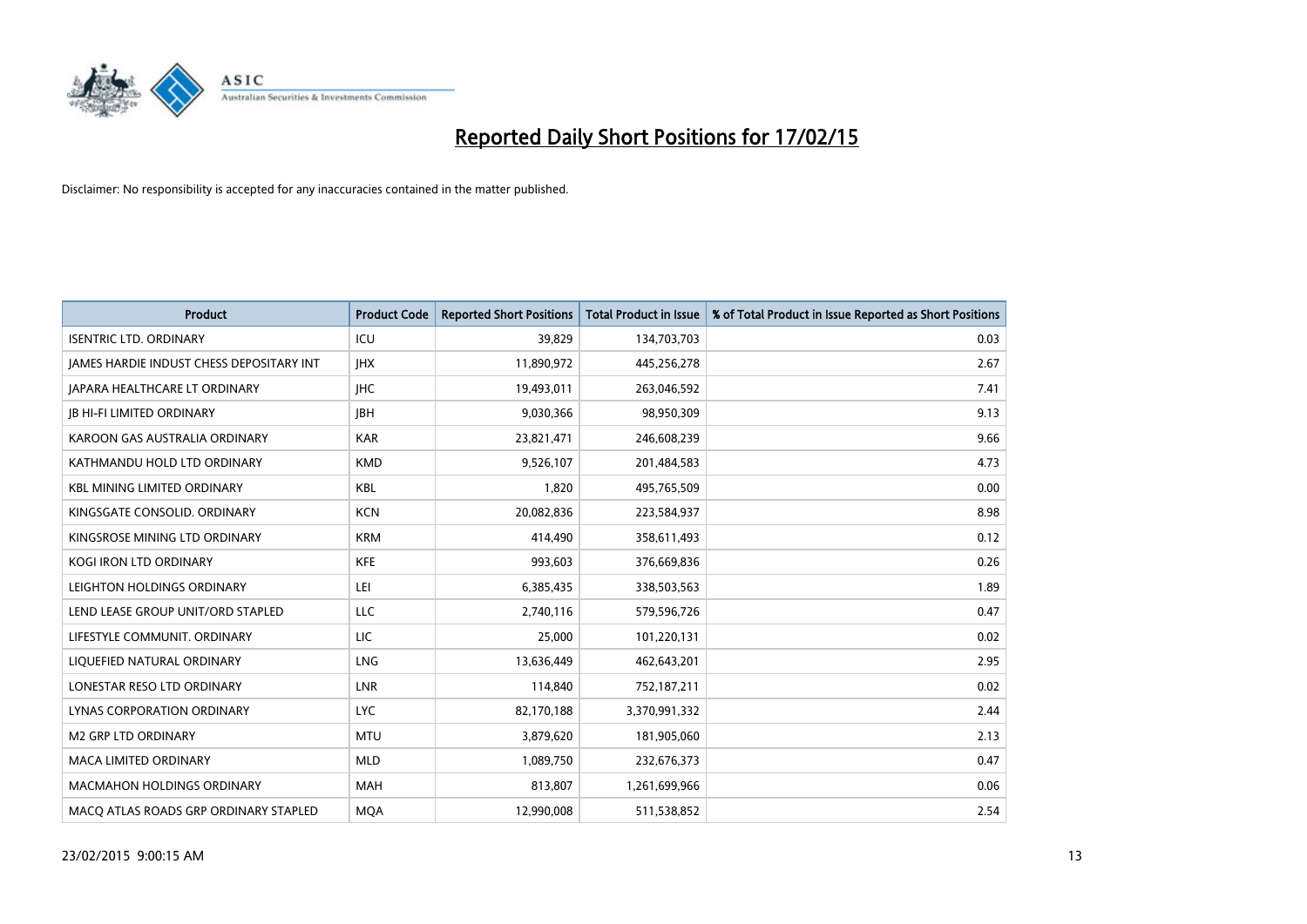# Reported Daily Short Positions for 17/02/15

Disclaimer: No responsibility is accepted for any inaccuracies contained in the matter published.

| Product | Product Code | Reported Short Positions | Total Product in Issue | % of Total Product in Issue Reported as Short Positions |
|---|---|---|---|---|
| ISENTRIC LTD. ORDINARY | ICU | 39,829 | 134,703,703 | 0.03 |
| JAMES HARDIE INDUST CHESS DEPOSITARY INT | JHX | 11,890,972 | 445,256,278 | 2.67 |
| JAPARA HEALTHCARE LT ORDINARY | JHC | 19,493,011 | 263,046,592 | 7.41 |
| JB HI-FI LIMITED ORDINARY | JBH | 9,030,366 | 98,950,309 | 9.13 |
| KAROON GAS AUSTRALIA ORDINARY | KAR | 23,821,471 | 246,608,239 | 9.66 |
| KATHMANDU HOLD LTD ORDINARY | KMD | 9,526,107 | 201,484,583 | 4.73 |
| KBL MINING LIMITED ORDINARY | KBL | 1,820 | 495,765,509 | 0.00 |
| KINGSGATE CONSOLID. ORDINARY | KCN | 20,082,836 | 223,584,937 | 8.98 |
| KINGSROSE MINING LTD ORDINARY | KRM | 414,490 | 358,611,493 | 0.12 |
| KOGI IRON LTD ORDINARY | KFE | 993,603 | 376,669,836 | 0.26 |
| LEIGHTON HOLDINGS ORDINARY | LEI | 6,385,435 | 338,503,563 | 1.89 |
| LEND LEASE GROUP UNIT/ORD STAPLED | LLC | 2,740,116 | 579,596,726 | 0.47 |
| LIFESTYLE COMMUNIT. ORDINARY | LIC | 25,000 | 101,220,131 | 0.02 |
| LIQUEFIED NATURAL ORDINARY | LNG | 13,636,449 | 462,643,201 | 2.95 |
| LONESTAR RESO LTD ORDINARY | LNR | 114,840 | 752,187,211 | 0.02 |
| LYNAS CORPORATION ORDINARY | LYC | 82,170,188 | 3,370,991,332 | 2.44 |
| M2 GRP LTD ORDINARY | MTU | 3,879,620 | 181,905,060 | 2.13 |
| MACA LIMITED ORDINARY | MLD | 1,089,750 | 232,676,373 | 0.47 |
| MACMAHON HOLDINGS ORDINARY | MAH | 813,807 | 1,261,699,966 | 0.06 |
| MACQ ATLAS ROADS GRP ORDINARY STAPLED | MQA | 12,990,008 | 511,538,852 | 2.54 |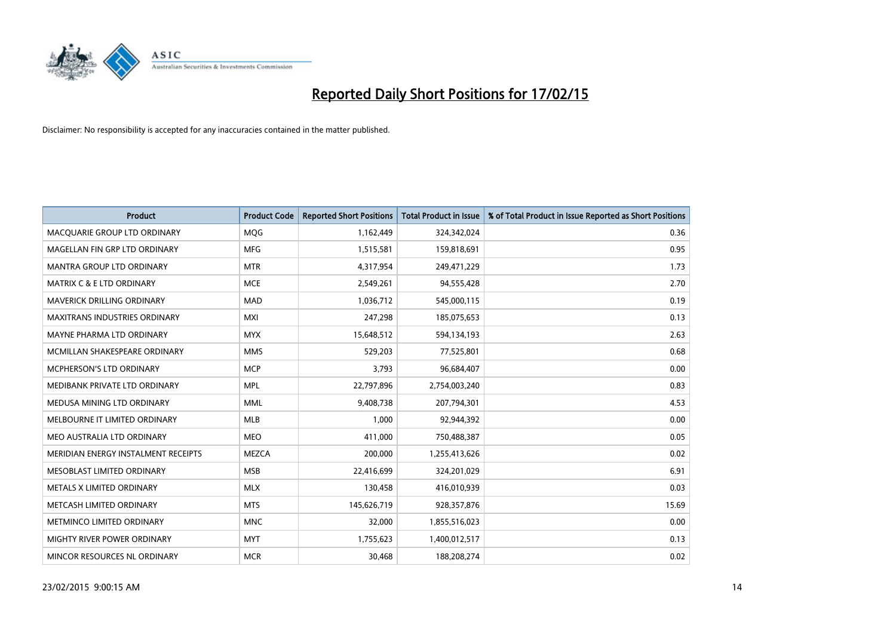# Reported Daily Short Positions for 17/02/15

Disclaimer: No responsibility is accepted for any inaccuracies contained in the matter published.

| Product | Product Code | Reported Short Positions | Total Product in Issue | % of Total Product in Issue Reported as Short Positions |
|---|---|---|---|---|
| MACQUARIE GROUP LTD ORDINARY | MQG | 1,162,449 | 324,342,024 | 0.36 |
| MAGELLAN FIN GRP LTD ORDINARY | MFG | 1,515,581 | 159,818,691 | 0.95 |
| MANTRA GROUP LTD ORDINARY | MTR | 4,317,954 | 249,471,229 | 1.73 |
| MATRIX C & E LTD ORDINARY | MCE | 2,549,261 | 94,555,428 | 2.70 |
| MAVERICK DRILLING ORDINARY | MAD | 1,036,712 | 545,000,115 | 0.19 |
| MAXITRANS INDUSTRIES ORDINARY | MXI | 247,298 | 185,075,653 | 0.13 |
| MAYNE PHARMA LTD ORDINARY | MYX | 15,648,512 | 594,134,193 | 2.63 |
| MCMILLAN SHAKESPEARE ORDINARY | MMS | 529,203 | 77,525,801 | 0.68 |
| MCPHERSON'S LTD ORDINARY | MCP | 3,793 | 96,684,407 | 0.00 |
| MEDIBANK PRIVATE LTD ORDINARY | MPL | 22,797,896 | 2,754,003,240 | 0.83 |
| MEDUSA MINING LTD ORDINARY | MML | 9,408,738 | 207,794,301 | 4.53 |
| MELBOURNE IT LIMITED ORDINARY | MLB | 1,000 | 92,944,392 | 0.00 |
| MEO AUSTRALIA LTD ORDINARY | MEO | 411,000 | 750,488,387 | 0.05 |
| MERIDIAN ENERGY INSTALMENT RECEIPTS | MEZCA | 200,000 | 1,255,413,626 | 0.02 |
| MESOBLAST LIMITED ORDINARY | MSB | 22,416,699 | 324,201,029 | 6.91 |
| METALS X LIMITED ORDINARY | MLX | 130,458 | 416,010,939 | 0.03 |
| METCASH LIMITED ORDINARY | MTS | 145,626,719 | 928,357,876 | 15.69 |
| METMINCO LIMITED ORDINARY | MNC | 32,000 | 1,855,516,023 | 0.00 |
| MIGHTY RIVER POWER ORDINARY | MYT | 1,755,623 | 1,400,012,517 | 0.13 |
| MINCOR RESOURCES NL ORDINARY | MCR | 30,468 | 188,208,274 | 0.02 |

23/02/2015 9:00:15 AM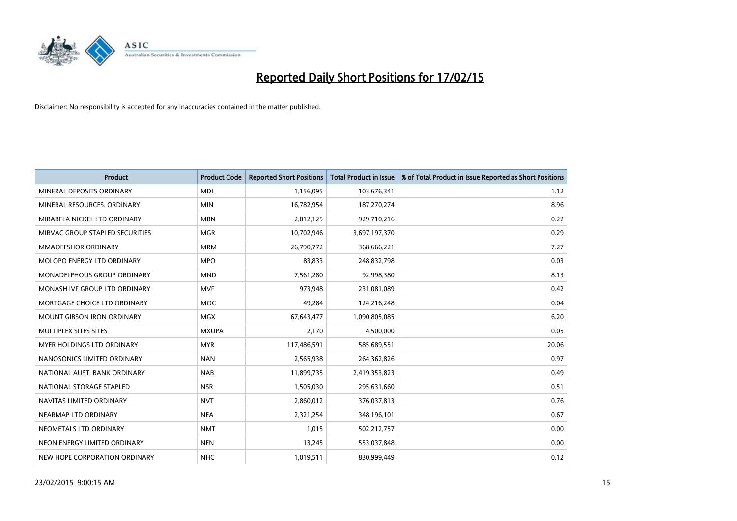# Reported Daily Short Positions for 17/02/15

Disclaimer: No responsibility is accepted for any inaccuracies contained in the matter published.

| Product | Product Code | Reported Short Positions | Total Product in Issue | % of Total Product in Issue Reported as Short Positions |
|---|---|---|---|---|
| MINERAL DEPOSITS ORDINARY | MDL | 1,156,095 | 103,676,341 | 1.12 |
| MINERAL RESOURCES. ORDINARY | MIN | 16,782,954 | 187,270,274 | 8.96 |
| MIRABELA NICKEL LTD ORDINARY | MBN | 2,012,125 | 929,710,216 | 0.22 |
| MIRVAC GROUP STAPLED SECURITIES | MGR | 10,702,946 | 3,697,197,370 | 0.29 |
| MMAOFFSHOR ORDINARY | MRM | 26,790,772 | 368,666,221 | 7.27 |
| MOLOPO ENERGY LTD ORDINARY | MPO | 83,833 | 248,832,798 | 0.03 |
| MONADELPHOUS GROUP ORDINARY | MND | 7,561,280 | 92,998,380 | 8.13 |
| MONASH IVF GROUP LTD ORDINARY | MVF | 973,948 | 231,081,089 | 0.42 |
| MORTGAGE CHOICE LTD ORDINARY | MOC | 49,284 | 124,216,248 | 0.04 |
| MOUNT GIBSON IRON ORDINARY | MGX | 67,643,477 | 1,090,805,085 | 6.20 |
| MULTIPLEX SITES SITES | MXUPA | 2,170 | 4,500,000 | 0.05 |
| MYER HOLDINGS LTD ORDINARY | MYR | 117,486,591 | 585,689,551 | 20.06 |
| NANOSONICS LIMITED ORDINARY | NAN | 2,565,938 | 264,362,826 | 0.97 |
| NATIONAL AUST. BANK ORDINARY | NAB | 11,899,735 | 2,419,353,823 | 0.49 |
| NATIONAL STORAGE STAPLED | NSR | 1,505,030 | 295,631,660 | 0.51 |
| NAVITAS LIMITED ORDINARY | NVT | 2,860,012 | 376,037,813 | 0.76 |
| NEARMAP LTD ORDINARY | NEA | 2,321,254 | 348,196,101 | 0.67 |
| NEOMETALS LTD ORDINARY | NMT | 1,015 | 502,212,757 | 0.00 |
| NEON ENERGY LIMITED ORDINARY | NEN | 13,245 | 553,037,848 | 0.00 |
| NEW HOPE CORPORATION ORDINARY | NHC | 1,019,511 | 830,999,449 | 0.12 |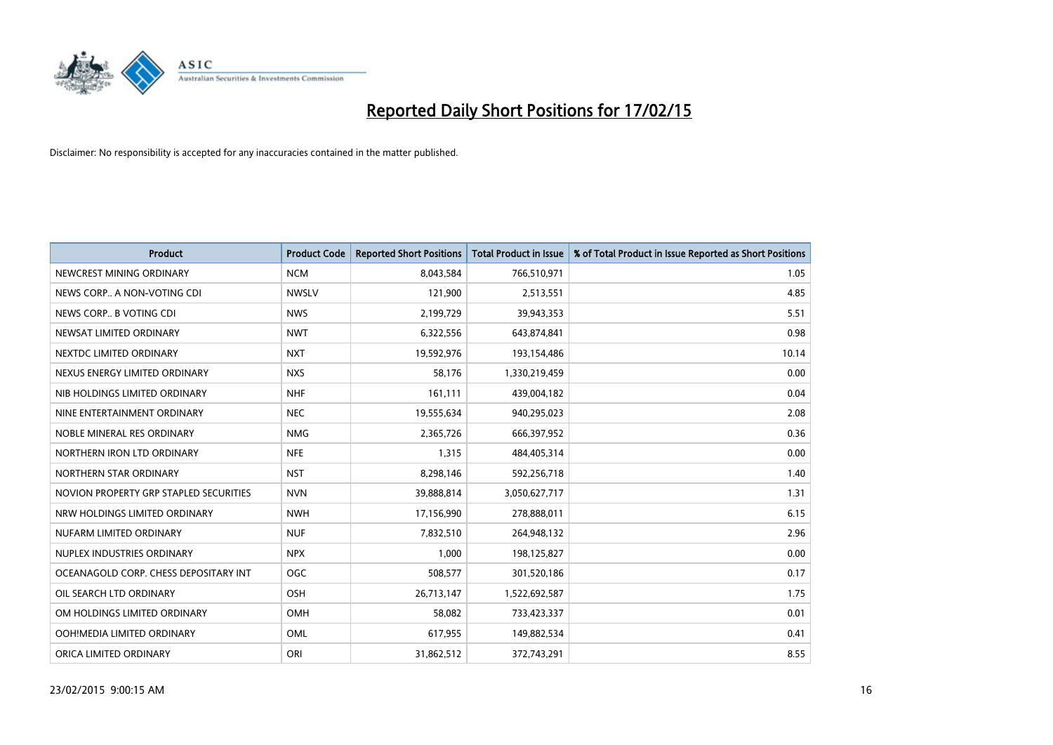# Reported Daily Short Positions for 17/02/15

Disclaimer: No responsibility is accepted for any inaccuracies contained in the matter published.

| Product | Product Code | Reported Short Positions | Total Product in Issue | % of Total Product in Issue Reported as Short Positions |
| --- | --- | --- | --- | --- |
| NEWCREST MINING ORDINARY | NCM | 8,043,584 | 766,510,971 | 1.05 |
| NEWS CORP.. A NON-VOTING CDI | NWSLV | 121,900 | 2,513,551 | 4.85 |
| NEWS CORP.. B VOTING CDI | NWS | 2,199,729 | 39,943,353 | 5.51 |
| NEWSAT LIMITED ORDINARY | NWT | 6,322,556 | 643,874,841 | 0.98 |
| NEXTDC LIMITED ORDINARY | NXT | 19,592,976 | 193,154,486 | 10.14 |
| NEXUS ENERGY LIMITED ORDINARY | NXS | 58,176 | 1,330,219,459 | 0.00 |
| NIB HOLDINGS LIMITED ORDINARY | NHF | 161,111 | 439,004,182 | 0.04 |
| NINE ENTERTAINMENT ORDINARY | NEC | 19,555,634 | 940,295,023 | 2.08 |
| NOBLE MINERAL RES ORDINARY | NMG | 2,365,726 | 666,397,952 | 0.36 |
| NORTHERN IRON LTD ORDINARY | NFE | 1,315 | 484,405,314 | 0.00 |
| NORTHERN STAR ORDINARY | NST | 8,298,146 | 592,256,718 | 1.40 |
| NOVION PROPERTY GRP STAPLED SECURITIES | NVN | 39,888,814 | 3,050,627,717 | 1.31 |
| NRW HOLDINGS LIMITED ORDINARY | NWH | 17,156,990 | 278,888,011 | 6.15 |
| NUFARM LIMITED ORDINARY | NUF | 7,832,510 | 264,948,132 | 2.96 |
| NUPLEX INDUSTRIES ORDINARY | NPX | 1,000 | 198,125,827 | 0.00 |
| OCEANAGOLD CORP. CHESS DEPOSITARY INT | OGC | 508,577 | 301,520,186 | 0.17 |
| OIL SEARCH LTD ORDINARY | OSH | 26,713,147 | 1,522,692,587 | 1.75 |
| OM HOLDINGS LIMITED ORDINARY | OMH | 58,082 | 733,423,337 | 0.01 |
| OOH!MEDIA LIMITED ORDINARY | OML | 617,955 | 149,882,534 | 0.41 |
| ORICA LIMITED ORDINARY | ORI | 31,862,512 | 372,743,291 | 8.55 |

23/02/2015 9:00:15 AM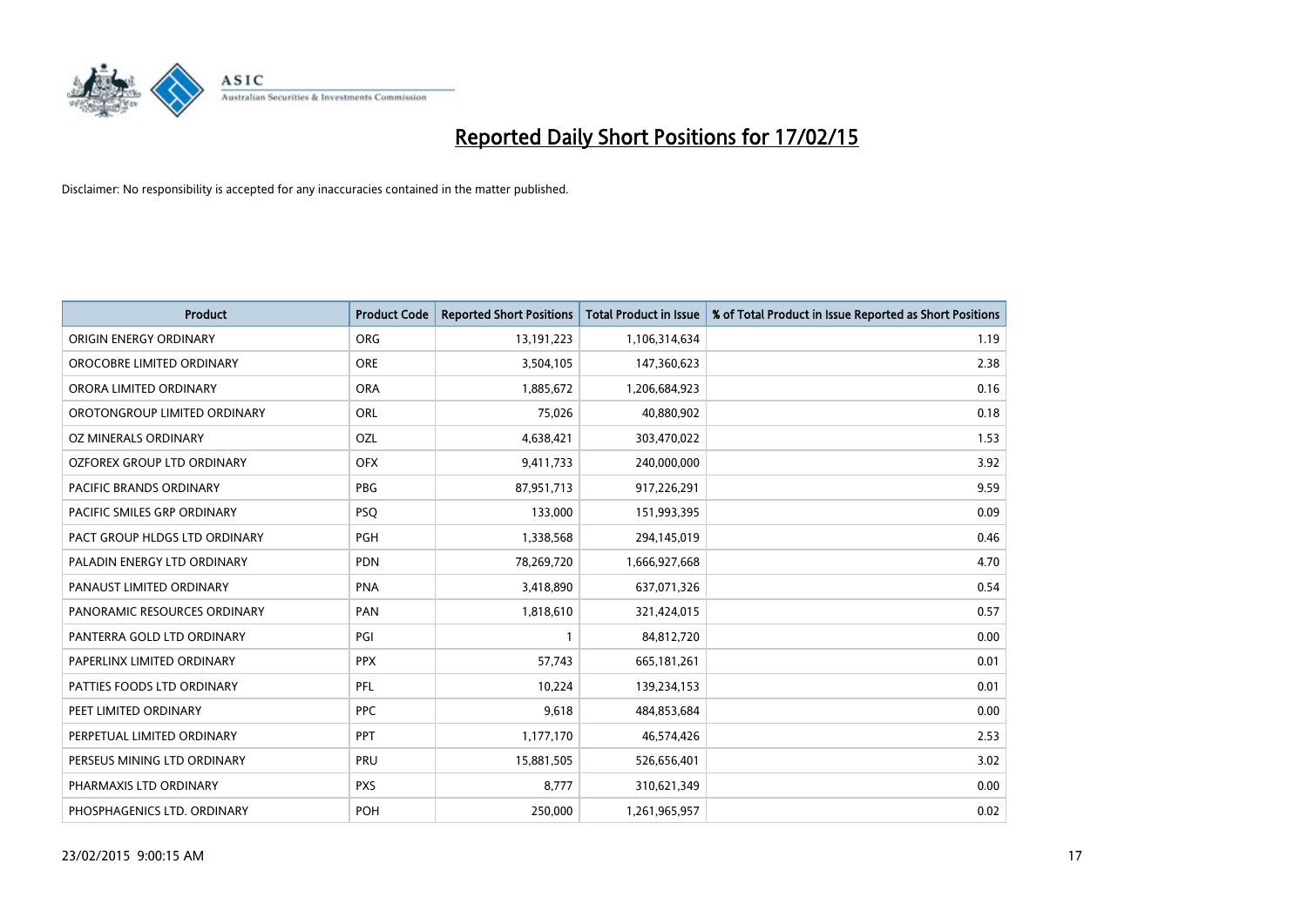# Reported Daily Short Positions for 17/02/15

Disclaimer: No responsibility is accepted for any inaccuracies contained in the matter published.

| Product | Product Code | Reported Short Positions | Total Product in Issue | % of Total Product in Issue Reported as Short Positions |
|---|---|---|---|---|
| ORIGIN ENERGY ORDINARY | ORG | 13,191,223 | 1,106,314,634 | 1.19 |
| OROCOBRE LIMITED ORDINARY | ORE | 3,504,105 | 147,360,623 | 2.38 |
| ORORA LIMITED ORDINARY | ORA | 1,885,672 | 1,206,684,923 | 0.16 |
| OROTONGROUP LIMITED ORDINARY | ORL | 75,026 | 40,880,902 | 0.18 |
| OZ MINERALS ORDINARY | OZL | 4,638,421 | 303,470,022 | 1.53 |
| OZFOREX GROUP LTD ORDINARY | OFX | 9,411,733 | 240,000,000 | 3.92 |
| PACIFIC BRANDS ORDINARY | PBG | 87,951,713 | 917,226,291 | 9.59 |
| PACIFIC SMILES GRP ORDINARY | PSQ | 133,000 | 151,993,395 | 0.09 |
| PACT GROUP HLDGS LTD ORDINARY | PGH | 1,338,568 | 294,145,019 | 0.46 |
| PALADIN ENERGY LTD ORDINARY | PDN | 78,269,720 | 1,666,927,668 | 4.70 |
| PANAUST LIMITED ORDINARY | PNA | 3,418,890 | 637,071,326 | 0.54 |
| PANORAMIC RESOURCES ORDINARY | PAN | 1,818,610 | 321,424,015 | 0.57 |
| PANTERRA GOLD LTD ORDINARY | PGI | 1 | 84,812,720 | 0.00 |
| PAPERLINX LIMITED ORDINARY | PPX | 57,743 | 665,181,261 | 0.01 |
| PATTIES FOODS LTD ORDINARY | PFL | 10,224 | 139,234,153 | 0.01 |
| PEET LIMITED ORDINARY | PPC | 9,618 | 484,853,684 | 0.00 |
| PERPETUAL LIMITED ORDINARY | PPT | 1,177,170 | 46,574,426 | 2.53 |
| PERSEUS MINING LTD ORDINARY | PRU | 15,881,505 | 526,656,401 | 3.02 |
| PHARMAXIS LTD ORDINARY | PXS | 8,777 | 310,621,349 | 0.00 |
| PHOSPHAGENICS LTD. ORDINARY | POH | 250,000 | 1,261,965,957 | 0.02 |

23/02/2015 9:00:15 AM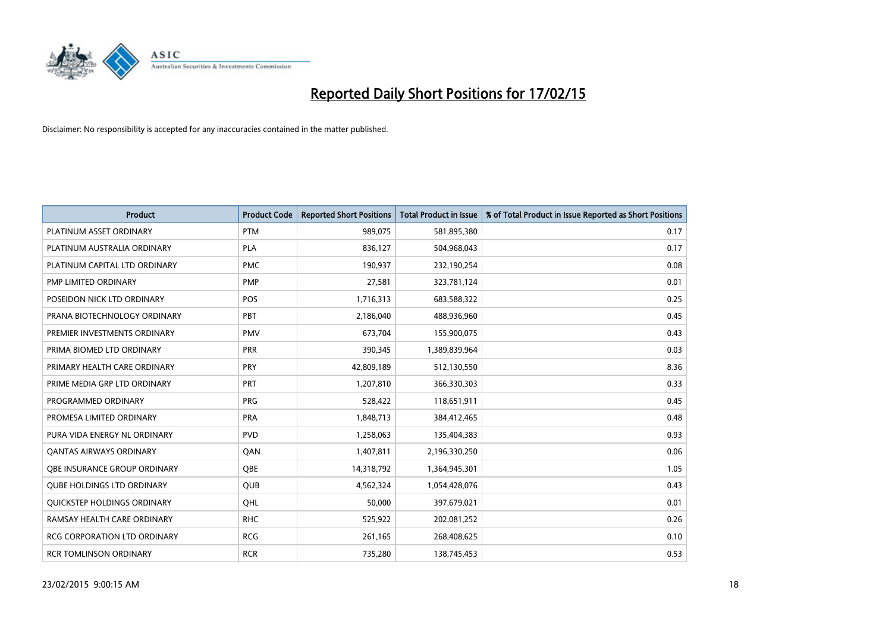# Reported Daily Short Positions for 17/02/15

Disclaimer: No responsibility is accepted for any inaccuracies contained in the matter published.

| Product | Product Code | Reported Short Positions | Total Product in Issue | % of Total Product in Issue Reported as Short Positions |
|---|---|---|---|---|
| PLATINUM ASSET ORDINARY | PTM | 989,075 | 581,895,380 | 0.17 |
| PLATINUM AUSTRALIA ORDINARY | PLA | 836,127 | 504,968,043 | 0.17 |
| PLATINUM CAPITAL LTD ORDINARY | PMC | 190,937 | 232,190,254 | 0.08 |
| PMP LIMITED ORDINARY | PMP | 27,581 | 323,781,124 | 0.01 |
| POSEIDON NICK LTD ORDINARY | POS | 1,716,313 | 683,588,322 | 0.25 |
| PRANA BIOTECHNOLOGY ORDINARY | PBT | 2,186,040 | 488,936,960 | 0.45 |
| PREMIER INVESTMENTS ORDINARY | PMV | 673,704 | 155,900,075 | 0.43 |
| PRIMA BIOMED LTD ORDINARY | PRR | 390,345 | 1,389,839,964 | 0.03 |
| PRIMARY HEALTH CARE ORDINARY | PRY | 42,809,189 | 512,130,550 | 8.36 |
| PRIME MEDIA GRP LTD ORDINARY | PRT | 1,207,810 | 366,330,303 | 0.33 |
| PROGRAMMED ORDINARY | PRG | 528,422 | 118,651,911 | 0.45 |
| PROMESA LIMITED ORDINARY | PRA | 1,848,713 | 384,412,465 | 0.48 |
| PURA VIDA ENERGY NL ORDINARY | PVD | 1,258,063 | 135,404,383 | 0.93 |
| QANTAS AIRWAYS ORDINARY | QAN | 1,407,811 | 2,196,330,250 | 0.06 |
| QBE INSURANCE GROUP ORDINARY | QBE | 14,318,792 | 1,364,945,301 | 1.05 |
| QUBE HOLDINGS LTD ORDINARY | QUB | 4,562,324 | 1,054,428,076 | 0.43 |
| QUICKSTEP HOLDINGS ORDINARY | QHL | 50,000 | 397,679,021 | 0.01 |
| RAMSAY HEALTH CARE ORDINARY | RHC | 525,922 | 202,081,252 | 0.26 |
| RCG CORPORATION LTD ORDINARY | RCG | 261,165 | 268,408,625 | 0.10 |
| RCR TOMLINSON ORDINARY | RCR | 735,280 | 138,745,453 | 0.53 |

23/02/2015 9:00:15 AM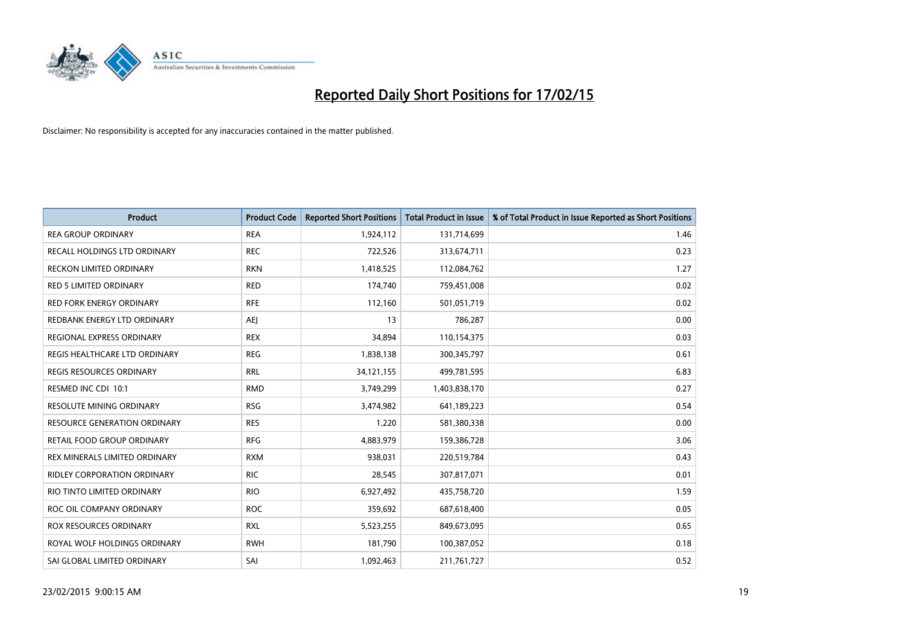# Reported Daily Short Positions for 17/02/15

Disclaimer: No responsibility is accepted for any inaccuracies contained in the matter published.

| Product | Product Code | Reported Short Positions | Total Product in Issue | % of Total Product in Issue Reported as Short Positions |
|---|---|---|---|---|
| REA GROUP ORDINARY | REA | 1,924,112 | 131,714,699 | 1.46 |
| RECALL HOLDINGS LTD ORDINARY | REC | 722,526 | 313,674,711 | 0.23 |
| RECKON LIMITED ORDINARY | RKN | 1,418,525 | 112,084,762 | 1.27 |
| RED 5 LIMITED ORDINARY | RED | 174,740 | 759,451,008 | 0.02 |
| RED FORK ENERGY ORDINARY | RFE | 112,160 | 501,051,719 | 0.02 |
| REDBANK ENERGY LTD ORDINARY | AEJ | 13 | 786,287 | 0.00 |
| REGIONAL EXPRESS ORDINARY | REX | 34,894 | 110,154,375 | 0.03 |
| REGIS HEALTHCARE LTD ORDINARY | REG | 1,838,138 | 300,345,797 | 0.61 |
| REGIS RESOURCES ORDINARY | RRL | 34,121,155 | 499,781,595 | 6.83 |
| RESMED INC CDI 10:1 | RMD | 3,749,299 | 1,403,838,170 | 0.27 |
| RESOLUTE MINING ORDINARY | RSG | 3,474,982 | 641,189,223 | 0.54 |
| RESOURCE GENERATION ORDINARY | RES | 1,220 | 581,380,338 | 0.00 |
| RETAIL FOOD GROUP ORDINARY | RFG | 4,883,979 | 159,386,728 | 3.06 |
| REX MINERALS LIMITED ORDINARY | RXM | 938,031 | 220,519,784 | 0.43 |
| RIDLEY CORPORATION ORDINARY | RIC | 28,545 | 307,817,071 | 0.01 |
| RIO TINTO LIMITED ORDINARY | RIO | 6,927,492 | 435,758,720 | 1.59 |
| ROC OIL COMPANY ORDINARY | ROC | 359,692 | 687,618,400 | 0.05 |
| ROX RESOURCES ORDINARY | RXL | 5,523,255 | 849,673,095 | 0.65 |
| ROYAL WOLF HOLDINGS ORDINARY | RWH | 181,790 | 100,387,052 | 0.18 |
| SAI GLOBAL LIMITED ORDINARY | SAI | 1,092,463 | 211,761,727 | 0.52 |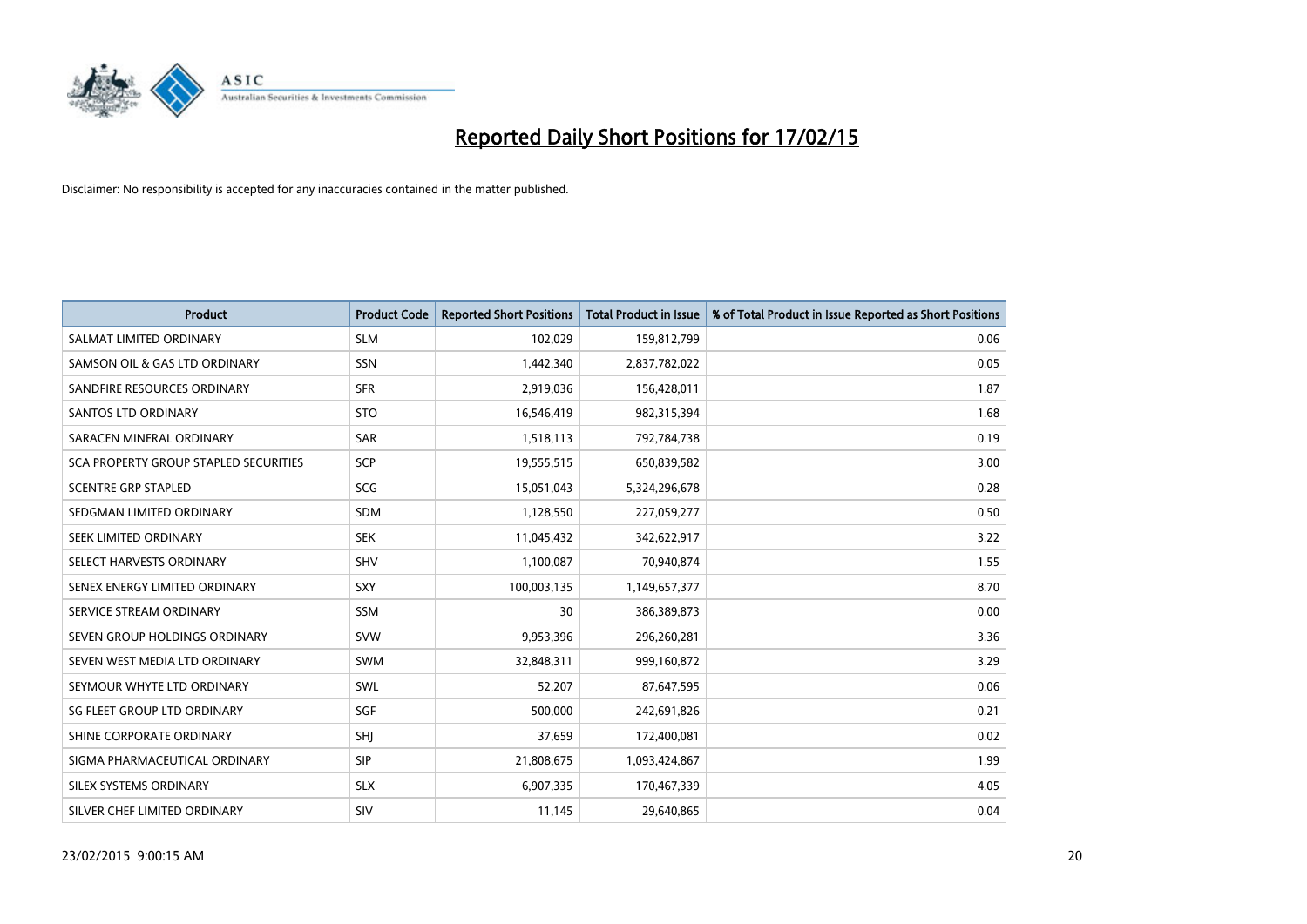# Reported Daily Short Positions for 17/02/15

Disclaimer: No responsibility is accepted for any inaccuracies contained in the matter published.

| Product | Product Code | Reported Short Positions | Total Product in Issue | % of Total Product in Issue Reported as Short Positions |
|---|---|---|---|---|
| SALMAT LIMITED ORDINARY | SLM | 102,029 | 159,812,799 | 0.06 |
| SAMSON OIL & GAS LTD ORDINARY | SSN | 1,442,340 | 2,837,782,022 | 0.05 |
| SANDFIRE RESOURCES ORDINARY | SFR | 2,919,036 | 156,428,011 | 1.87 |
| SANTOS LTD ORDINARY | STO | 16,546,419 | 982,315,394 | 1.68 |
| SARACEN MINERAL ORDINARY | SAR | 1,518,113 | 792,784,738 | 0.19 |
| SCA PROPERTY GROUP STAPLED SECURITIES | SCP | 19,555,515 | 650,839,582 | 3.00 |
| SCENTRE GRP STAPLED | SCG | 15,051,043 | 5,324,296,678 | 0.28 |
| SEDGMAN LIMITED ORDINARY | SDM | 1,128,550 | 227,059,277 | 0.50 |
| SEEK LIMITED ORDINARY | SEK | 11,045,432 | 342,622,917 | 3.22 |
| SELECT HARVESTS ORDINARY | SHV | 1,100,087 | 70,940,874 | 1.55 |
| SENEX ENERGY LIMITED ORDINARY | SXY | 100,003,135 | 1,149,657,377 | 8.70 |
| SERVICE STREAM ORDINARY | SSM | 30 | 386,389,873 | 0.00 |
| SEVEN GROUP HOLDINGS ORDINARY | SVW | 9,953,396 | 296,260,281 | 3.36 |
| SEVEN WEST MEDIA LTD ORDINARY | SWM | 32,848,311 | 999,160,872 | 3.29 |
| SEYMOUR WHYTE LTD ORDINARY | SWL | 52,207 | 87,647,595 | 0.06 |
| SG FLEET GROUP LTD ORDINARY | SGF | 500,000 | 242,691,826 | 0.21 |
| SHINE CORPORATE ORDINARY | SHJ | 37,659 | 172,400,081 | 0.02 |
| SIGMA PHARMACEUTICAL ORDINARY | SIP | 21,808,675 | 1,093,424,867 | 1.99 |
| SILEX SYSTEMS ORDINARY | SLX | 6,907,335 | 170,467,339 | 4.05 |
| SILVER CHEF LIMITED ORDINARY | SIV | 11,145 | 29,640,865 | 0.04 |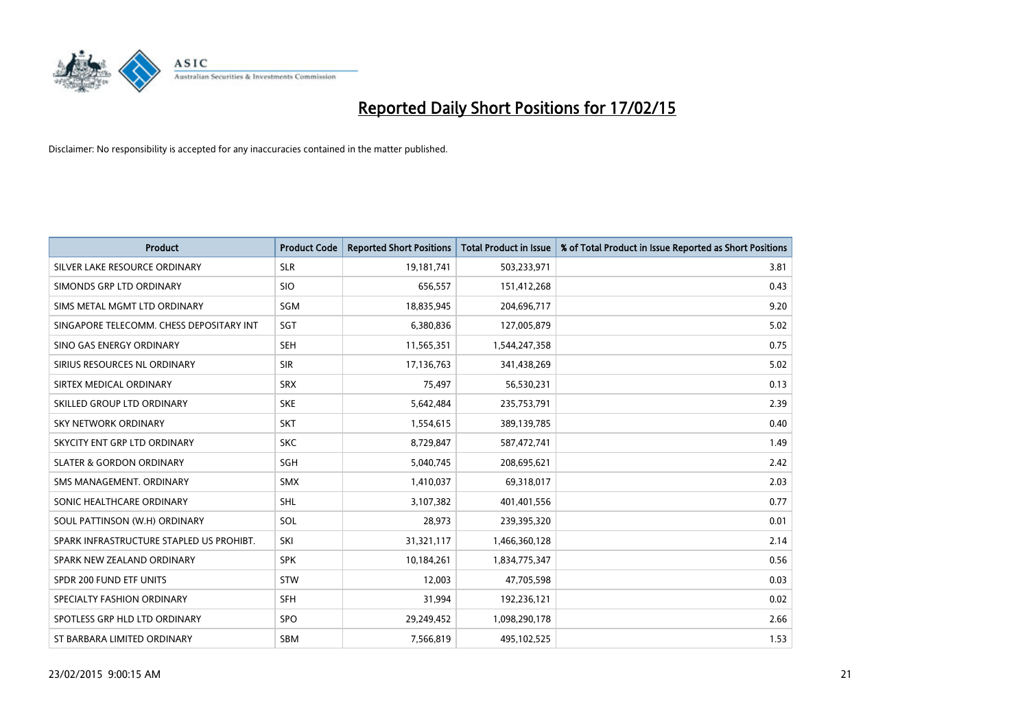# Reported Daily Short Positions for 17/02/15

Disclaimer: No responsibility is accepted for any inaccuracies contained in the matter published.

| Product | Product Code | Reported Short Positions | Total Product in Issue | % of Total Product in Issue Reported as Short Positions |
|---|---|---|---|---|
| SILVER LAKE RESOURCE ORDINARY | SLR | 19,181,741 | 503,233,971 | 3.81 |
| SIMONDS GRP LTD ORDINARY | SIO | 656,557 | 151,412,268 | 0.43 |
| SIMS METAL MGMT LTD ORDINARY | SGM | 18,835,945 | 204,696,717 | 9.20 |
| SINGAPORE TELECOMM. CHESS DEPOSITARY INT | SGT | 6,380,836 | 127,005,879 | 5.02 |
| SINO GAS ENERGY ORDINARY | SEH | 11,565,351 | 1,544,247,358 | 0.75 |
| SIRIUS RESOURCES NL ORDINARY | SIR | 17,136,763 | 341,438,269 | 5.02 |
| SIRTEX MEDICAL ORDINARY | SRX | 75,497 | 56,530,231 | 0.13 |
| SKILLED GROUP LTD ORDINARY | SKE | 5,642,484 | 235,753,791 | 2.39 |
| SKY NETWORK ORDINARY | SKT | 1,554,615 | 389,139,785 | 0.40 |
| SKYCITY ENT GRP LTD ORDINARY | SKC | 8,729,847 | 587,472,741 | 1.49 |
| SLATER & GORDON ORDINARY | SGH | 5,040,745 | 208,695,621 | 2.42 |
| SMS MANAGEMENT. ORDINARY | SMX | 1,410,037 | 69,318,017 | 2.03 |
| SONIC HEALTHCARE ORDINARY | SHL | 3,107,382 | 401,401,556 | 0.77 |
| SOUL PATTINSON (W.H) ORDINARY | SOL | 28,973 | 239,395,320 | 0.01 |
| SPARK INFRASTRUCTURE STAPLED US PROHIBT. | SKI | 31,321,117 | 1,466,360,128 | 2.14 |
| SPARK NEW ZEALAND ORDINARY | SPK | 10,184,261 | 1,834,775,347 | 0.56 |
| SPDR 200 FUND ETF UNITS | STW | 12,003 | 47,705,598 | 0.03 |
| SPECIALTY FASHION ORDINARY | SFH | 31,994 | 192,236,121 | 0.02 |
| SPOTLESS GRP HLD LTD ORDINARY | SPO | 29,249,452 | 1,098,290,178 | 2.66 |
| ST BARBARA LIMITED ORDINARY | SBM | 7,566,819 | 495,102,525 | 1.53 |

23/02/2015 9:00:15 AM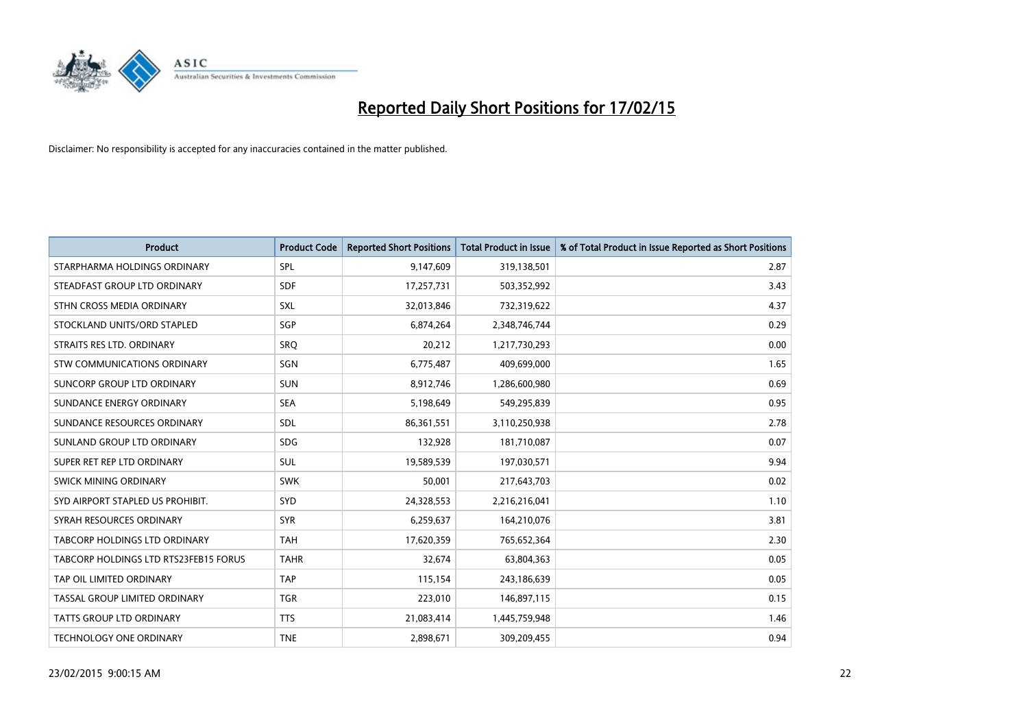# Reported Daily Short Positions for 17/02/15

Disclaimer: No responsibility is accepted for any inaccuracies contained in the matter published.

| Product | Product Code | Reported Short Positions | Total Product in Issue | % of Total Product in Issue Reported as Short Positions |
|---|---|---|---|---|
| STARPHARMA HOLDINGS ORDINARY | SPL | 9,147,609 | 319,138,501 | 2.87 |
| STEADFAST GROUP LTD ORDINARY | SDF | 17,257,731 | 503,352,992 | 3.43 |
| STHN CROSS MEDIA ORDINARY | SXL | 32,013,846 | 732,319,622 | 4.37 |
| STOCKLAND UNITS/ORD STAPLED | SGP | 6,874,264 | 2,348,746,744 | 0.29 |
| STRAITS RES LTD. ORDINARY | SRQ | 20,212 | 1,217,730,293 | 0.00 |
| STW COMMUNICATIONS ORDINARY | SGN | 6,775,487 | 409,699,000 | 1.65 |
| SUNCORP GROUP LTD ORDINARY | SUN | 8,912,746 | 1,286,600,980 | 0.69 |
| SUNDANCE ENERGY ORDINARY | SEA | 5,198,649 | 549,295,839 | 0.95 |
| SUNDANCE RESOURCES ORDINARY | SDL | 86,361,551 | 3,110,250,938 | 2.78 |
| SUNLAND GROUP LTD ORDINARY | SDG | 132,928 | 181,710,087 | 0.07 |
| SUPER RET REP LTD ORDINARY | SUL | 19,589,539 | 197,030,571 | 9.94 |
| SWICK MINING ORDINARY | SWK | 50,001 | 217,643,703 | 0.02 |
| SYD AIRPORT STAPLED US PROHIBIT. | SYD | 24,328,553 | 2,216,216,041 | 1.10 |
| SYRAH RESOURCES ORDINARY | SYR | 6,259,637 | 164,210,076 | 3.81 |
| TABCORP HOLDINGS LTD ORDINARY | TAH | 17,620,359 | 765,652,364 | 2.30 |
| TABCORP HOLDINGS LTD RTS23FEB15 FORUS | TAHR | 32,674 | 63,804,363 | 0.05 |
| TAP OIL LIMITED ORDINARY | TAP | 115,154 | 243,186,639 | 0.05 |
| TASSAL GROUP LIMITED ORDINARY | TGR | 223,010 | 146,897,115 | 0.15 |
| TATTS GROUP LTD ORDINARY | TTS | 21,083,414 | 1,445,759,948 | 1.46 |
| TECHNOLOGY ONE ORDINARY | TNE | 2,898,671 | 309,209,455 | 0.94 |

23/02/2015 9:00:15 AM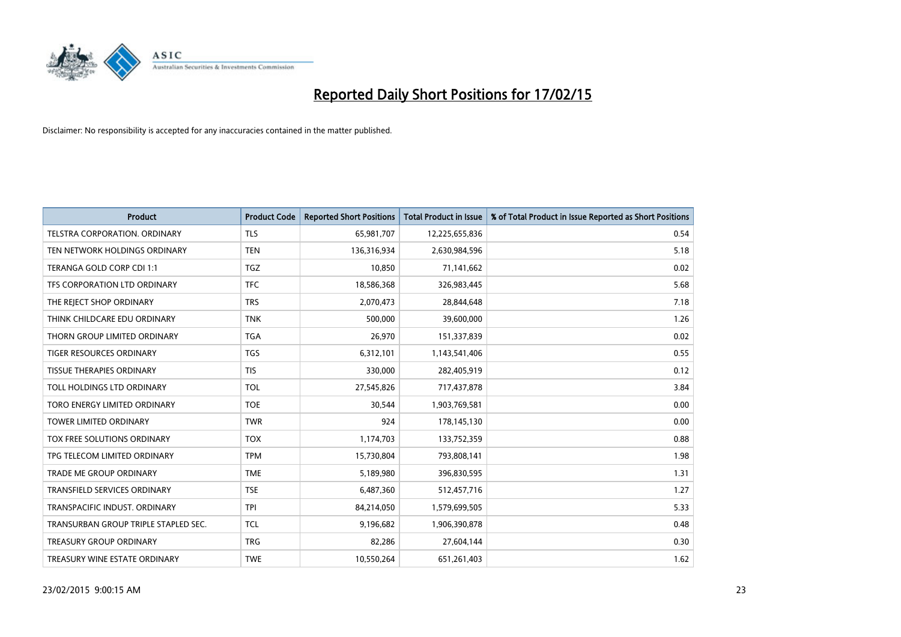# Reported Daily Short Positions for 17/02/15

Disclaimer: No responsibility is accepted for any inaccuracies contained in the matter published.

| Product | Product Code | Reported Short Positions | Total Product in Issue | % of Total Product in Issue Reported as Short Positions |
|---|---|---|---|---|
| TELSTRA CORPORATION. ORDINARY | TLS | 65,981,707 | 12,225,655,836 | 0.54 |
| TEN NETWORK HOLDINGS ORDINARY | TEN | 136,316,934 | 2,630,984,596 | 5.18 |
| TERANGA GOLD CORP CDI 1:1 | TGZ | 10,850 | 71,141,662 | 0.02 |
| TFS CORPORATION LTD ORDINARY | TFC | 18,586,368 | 326,983,445 | 5.68 |
| THE REJECT SHOP ORDINARY | TRS | 2,070,473 | 28,844,648 | 7.18 |
| THINK CHILDCARE EDU ORDINARY | TNK | 500,000 | 39,600,000 | 1.26 |
| THORN GROUP LIMITED ORDINARY | TGA | 26,970 | 151,337,839 | 0.02 |
| TIGER RESOURCES ORDINARY | TGS | 6,312,101 | 1,143,541,406 | 0.55 |
| TISSUE THERAPIES ORDINARY | TIS | 330,000 | 282,405,919 | 0.12 |
| TOLL HOLDINGS LTD ORDINARY | TOL | 27,545,826 | 717,437,878 | 3.84 |
| TORO ENERGY LIMITED ORDINARY | TOE | 30,544 | 1,903,769,581 | 0.00 |
| TOWER LIMITED ORDINARY | TWR | 924 | 178,145,130 | 0.00 |
| TOX FREE SOLUTIONS ORDINARY | TOX | 1,174,703 | 133,752,359 | 0.88 |
| TPG TELECOM LIMITED ORDINARY | TPM | 15,730,804 | 793,808,141 | 1.98 |
| TRADE ME GROUP ORDINARY | TME | 5,189,980 | 396,830,595 | 1.31 |
| TRANSFIELD SERVICES ORDINARY | TSE | 6,487,360 | 512,457,716 | 1.27 |
| TRANSPACIFIC INDUST. ORDINARY | TPI | 84,214,050 | 1,579,699,505 | 5.33 |
| TRANSURBAN GROUP TRIPLE STAPLED SEC. | TCL | 9,196,682 | 1,906,390,878 | 0.48 |
| TREASURY GROUP ORDINARY | TRG | 82,286 | 27,604,144 | 0.30 |
| TREASURY WINE ESTATE ORDINARY | TWE | 10,550,264 | 651,261,403 | 1.62 |

23/02/2015 9:00:15 AM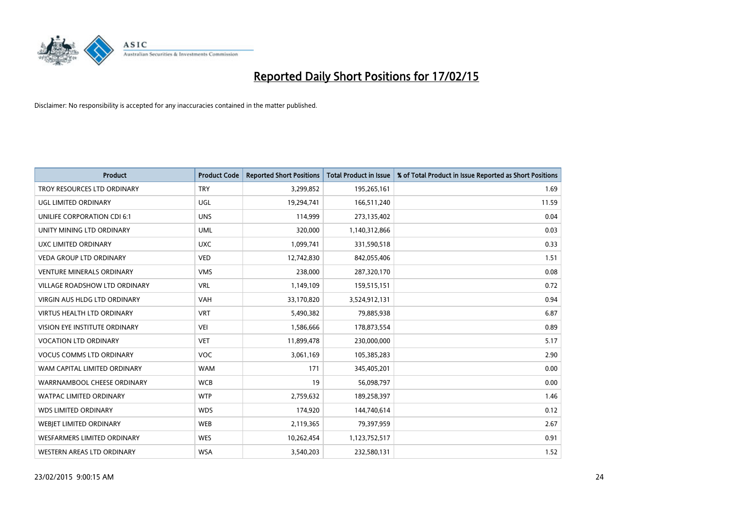# Reported Daily Short Positions for 17/02/15

Disclaimer: No responsibility is accepted for any inaccuracies contained in the matter published.

| Product | Product Code | Reported Short Positions | Total Product in Issue | % of Total Product in Issue Reported as Short Positions |
|---|---|---|---|---|
| TROY RESOURCES LTD ORDINARY | TRY | 3,299,852 | 195,265,161 | 1.69 |
| UGL LIMITED ORDINARY | UGL | 19,294,741 | 166,511,240 | 11.59 |
| UNILIFE CORPORATION CDI 6:1 | UNS | 114,999 | 273,135,402 | 0.04 |
| UNITY MINING LTD ORDINARY | UML | 320,000 | 1,140,312,866 | 0.03 |
| UXC LIMITED ORDINARY | UXC | 1,099,741 | 331,590,518 | 0.33 |
| VEDA GROUP LTD ORDINARY | VED | 12,742,830 | 842,055,406 | 1.51 |
| VENTURE MINERALS ORDINARY | VMS | 238,000 | 287,320,170 | 0.08 |
| VILLAGE ROADSHOW LTD ORDINARY | VRL | 1,149,109 | 159,515,151 | 0.72 |
| VIRGIN AUS HLDG LTD ORDINARY | VAH | 33,170,820 | 3,524,912,131 | 0.94 |
| VIRTUS HEALTH LTD ORDINARY | VRT | 5,490,382 | 79,885,938 | 6.87 |
| VISION EYE INSTITUTE ORDINARY | VEI | 1,586,666 | 178,873,554 | 0.89 |
| VOCATION LTD ORDINARY | VET | 11,899,478 | 230,000,000 | 5.17 |
| VOCUS COMMS LTD ORDINARY | VOC | 3,061,169 | 105,385,283 | 2.90 |
| WAM CAPITAL LIMITED ORDINARY | WAM | 171 | 345,405,201 | 0.00 |
| WARRNAMBOOL CHEESE ORDINARY | WCB | 19 | 56,098,797 | 0.00 |
| WATPAC LIMITED ORDINARY | WTP | 2,759,632 | 189,258,397 | 1.46 |
| WDS LIMITED ORDINARY | WDS | 174,920 | 144,740,614 | 0.12 |
| WEBJET LIMITED ORDINARY | WEB | 2,119,365 | 79,397,959 | 2.67 |
| WESFARMERS LIMITED ORDINARY | WES | 10,262,454 | 1,123,752,517 | 0.91 |
| WESTERN AREAS LTD ORDINARY | WSA | 3,540,203 | 232,580,131 | 1.52 |

23/02/2015 9:00:15 AM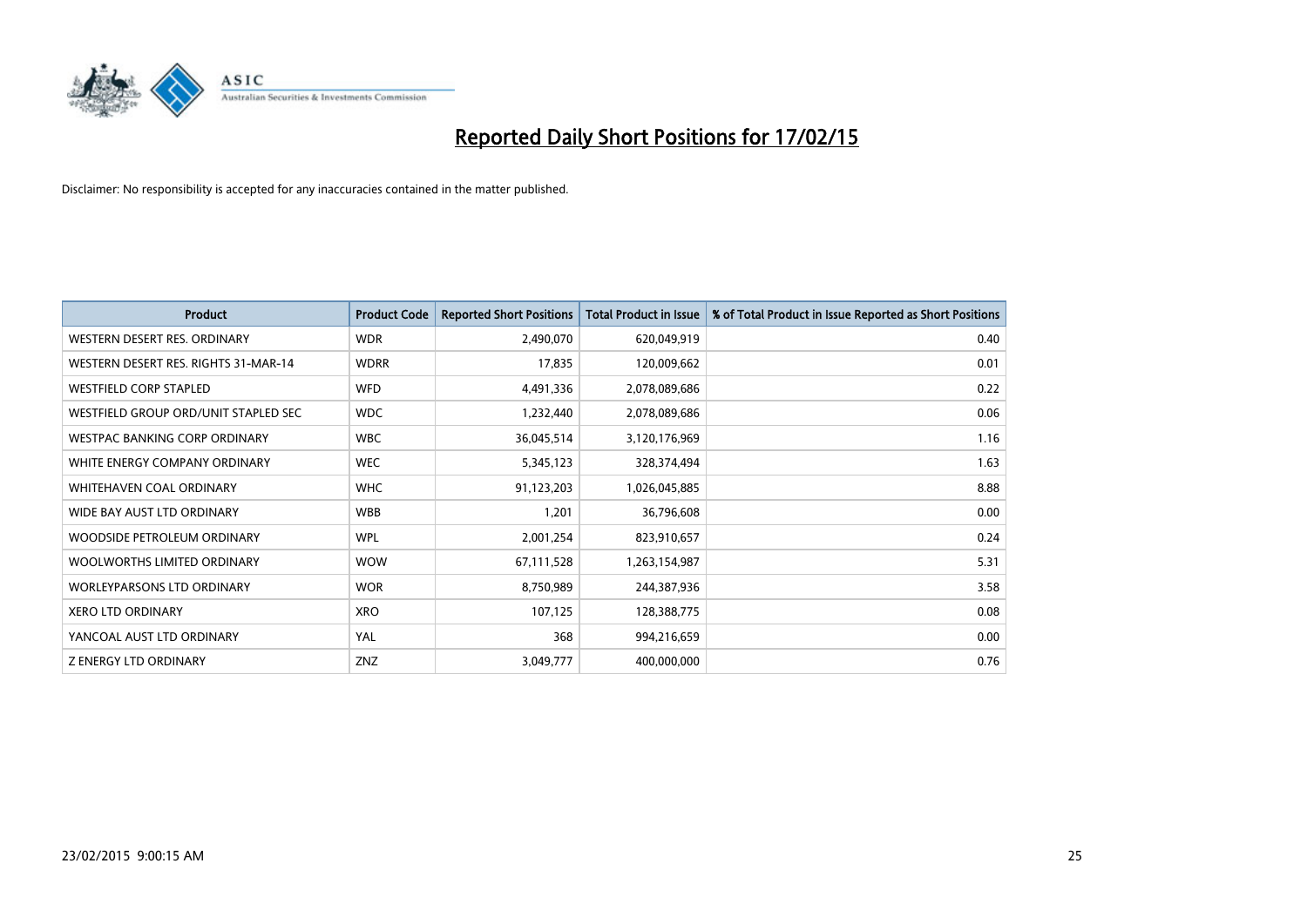# Reported Daily Short Positions for 17/02/15

Disclaimer: No responsibility is accepted for any inaccuracies contained in the matter published.

| Product | Product Code | Reported Short Positions | Total Product in Issue | % of Total Product in Issue Reported as Short Positions |
|---|---|---|---|---|
| WESTERN DESERT RES. ORDINARY | WDR | 2,490,070 | 620,049,919 | 0.40 |
| WESTERN DESERT RES. RIGHTS 31-MAR-14 | WDRR | 17,835 | 120,009,662 | 0.01 |
| WESTFIELD CORP STAPLED | WFD | 4,491,336 | 2,078,089,686 | 0.22 |
| WESTFIELD GROUP ORD/UNIT STAPLED SEC | WDC | 1,232,440 | 2,078,089,686 | 0.06 |
| WESTPAC BANKING CORP ORDINARY | WBC | 36,045,514 | 3,120,176,969 | 1.16 |
| WHITE ENERGY COMPANY ORDINARY | WEC | 5,345,123 | 328,374,494 | 1.63 |
| WHITEHAVEN COAL ORDINARY | WHC | 91,123,203 | 1,026,045,885 | 8.88 |
| WIDE BAY AUST LTD ORDINARY | WBB | 1,201 | 36,796,608 | 0.00 |
| WOODSIDE PETROLEUM ORDINARY | WPL | 2,001,254 | 823,910,657 | 0.24 |
| WOOLWORTHS LIMITED ORDINARY | WOW | 67,111,528 | 1,263,154,987 | 5.31 |
| WORLEYPARSONS LTD ORDINARY | WOR | 8,750,989 | 244,387,936 | 3.58 |
| XERO LTD ORDINARY | XRO | 107,125 | 128,388,775 | 0.08 |
| YANCOAL AUST LTD ORDINARY | YAL | 368 | 994,216,659 | 0.00 |
| Z ENERGY LTD ORDINARY | ZNZ | 3,049,777 | 400,000,000 | 0.76 |

23/02/2015 9:00:15 AM